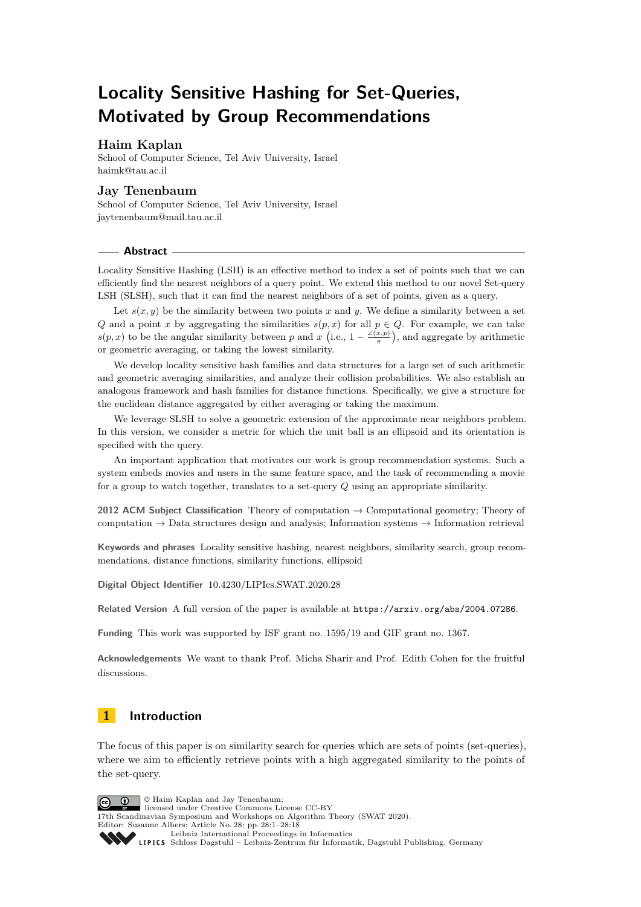# Locality Sensitive Hashing for Set-Queries, Motivated by Group Recommendations

**Haim Kaplan**
School of Computer Science, Tel Aviv University, Israel
haimk@tau.ac.il

**Jay Tenenbaum**
School of Computer Science, Tel Aviv University, Israel
jaytenenbaum@mail.tau.ac.il

## Abstract

Locality Sensitive Hashing (LSH) is an effective method to index a set of points such that we can efficiently find the nearest neighbors of a query point. We extend this method to our novel Set-query LSH (SLSH), such that it can find the nearest neighbors of a set of points, given as a query.

Let $s(x, y)$ be the similarity between two points $x$ and $y$. We define a similarity between a set $Q$ and a point $x$ by aggregating the similarities $s(p, x)$ for all $p \in Q$. For example, we can take $s(p, x)$ to be the angular similarity between $p$ and $x$ $\left(\text{i.e., } 1 - \frac{\angle(x,p)}{\pi}\right)$, and aggregate by arithmetic or geometric averaging, or taking the lowest similarity.

We develop locality sensitive hash families and data structures for a large set of such arithmetic and geometric averaging similarities, and analyze their collision probabilities. We also establish an analogous framework and hash families for distance functions. Specifically, we give a structure for the euclidean distance aggregated by either averaging or taking the maximum.

We leverage SLSH to solve a geometric extension of the approximate near neighbors problem. In this version, we consider a metric for which the unit ball is an ellipsoid and its orientation is specified with the query.

An important application that motivates our work is group recommendation systems. Such a system embeds movies and users in the same feature space, and the task of recommending a movie for a group to watch together, translates to a set-query $Q$ using an appropriate similarity.

**2012 ACM Subject Classification** Theory of computation → Computational geometry; Theory of computation → Data structures design and analysis; Information systems → Information retrieval

**Keywords and phrases** Locality sensitive hashing, nearest neighbors, similarity search, group recommendations, distance functions, similarity functions, ellipsoid

**Digital Object Identifier** 10.4230/LIPIcs.SWAT.2020.28

**Related Version** A full version of the paper is available at https://arxiv.org/abs/2004.07286.

**Funding** This work was supported by ISF grant no. 1595/19 and GIF grant no. 1367.

**Acknowledgements** We want to thank Prof. Micha Sharir and Prof. Edith Cohen for the fruitful discussions.

## 1 Introduction

The focus of this paper is on similarity search for queries which are sets of points (set-queries), where we aim to efficiently retrieve points with a high aggregated similarity to the points of the set-query.

© Haim Kaplan and Jay Tenenbaum;
licensed under Creative Commons License CC-BY
17th Scandinavian Symposium and Workshops on Algorithm Theory (SWAT 2020).
Editor: Susanne Albers; Article No. 28; pp. 28:1–28:18
Leibniz International Proceedings in Informatics
Schloss Dagstuhl – Leibniz-Zentrum für Informatik, Dagstuhl Publishing, Germany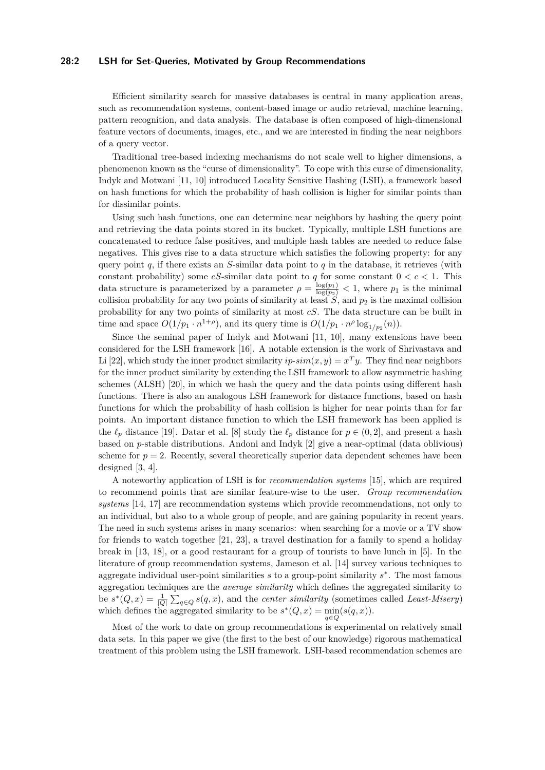Efficient similarity search for massive databases is central in many application areas, such as recommendation systems, content-based image or audio retrieval, machine learning, pattern recognition, and data analysis. The database is often composed of high-dimensional feature vectors of documents, images, etc., and we are interested in finding the near neighbors of a query vector.

Traditional tree-based indexing mechanisms do not scale well to higher dimensions, a phenomenon known as the "curse of dimensionality". To cope with this curse of dimensionality, Indyk and Motwani [11, 10] introduced Locality Sensitive Hashing (LSH), a framework based on hash functions for which the probability of hash collision is higher for similar points than for dissimilar points.

Using such hash functions, one can determine near neighbors by hashing the query point and retrieving the data points stored in its bucket. Typically, multiple LSH functions are concatenated to reduce false positives, and multiple hash tables are needed to reduce false negatives. This gives rise to a data structure which satisfies the following property: for any query point $q$, if there exists an $S$-similar data point to $q$ in the database, it retrieves (with constant probability) some $cS$-similar data point to $q$ for some constant $0 < c < 1$. This data structure is parameterized by a parameter $\rho = \frac{\log(p_1)}{\log(p_2)} < 1$, where $p_1$ is the minimal collision probability for any two points of similarity at least $S$, and $p_2$ is the maximal collision probability for any two points of similarity at most $cS$. The data structure can be built in time and space $O(1/p_1 \cdot n^{1+\rho})$, and its query time is $O(1/p_1 \cdot n^{\rho} \log_{1/p_2}(n))$.

Since the seminal paper of Indyk and Motwani [11, 10], many extensions have been considered for the LSH framework [16]. A notable extension is the work of Shrivastava and Li [22], which study the inner product similarity $ip\text{-}sim(x, y) = x^T y$. They find near neighbors for the inner product similarity by extending the LSH framework to allow asymmetric hashing schemes (ALSH) [20], in which we hash the query and the data points using different hash functions. There is also an analogous LSH framework for distance functions, based on hash functions for which the probability of hash collision is higher for near points than for far points. An important distance function to which the LSH framework has been applied is the $\ell_p$ distance [19]. Datar et al. [8] study the $\ell_p$ distance for $p \in (0, 2]$, and present a hash based on $p$-stable distributions. Andoni and Indyk [2] give a near-optimal (data oblivious) scheme for $p = 2$. Recently, several theoretically superior data dependent schemes have been designed [3, 4].

A noteworthy application of LSH is for *recommendation systems* [15], which are required to recommend points that are similar feature-wise to the user. *Group recommendation systems* [14, 17] are recommendation systems which provide recommendations, not only to an individual, but also to a whole group of people, and are gaining popularity in recent years. The need in such systems arises in many scenarios: when searching for a movie or a TV show for friends to watch together [21, 23], a travel destination for a family to spend a holiday break in [13, 18], or a good restaurant for a group of tourists to have lunch in [5]. In the literature of group recommendation systems, Jameson et al. [14] survey various techniques to aggregate individual user-point similarities $s$ to a group-point similarity $s^*$. The most famous aggregation techniques are the *average similarity* which defines the aggregated similarity to be $s^*(Q, x) = \frac{1}{|Q|} \sum_{q \in Q} s(q, x)$, and the *center similarity* (sometimes called *Least-Misery*) which defines the aggregated similarity to be $s^*(Q, x) = \min_{q \in Q}(s(q, x))$.

Most of the work to date on group recommendations is experimental on relatively small data sets. In this paper we give (the first to the best of our knowledge) rigorous mathematical treatment of this problem using the LSH framework. LSH-based recommendation schemes are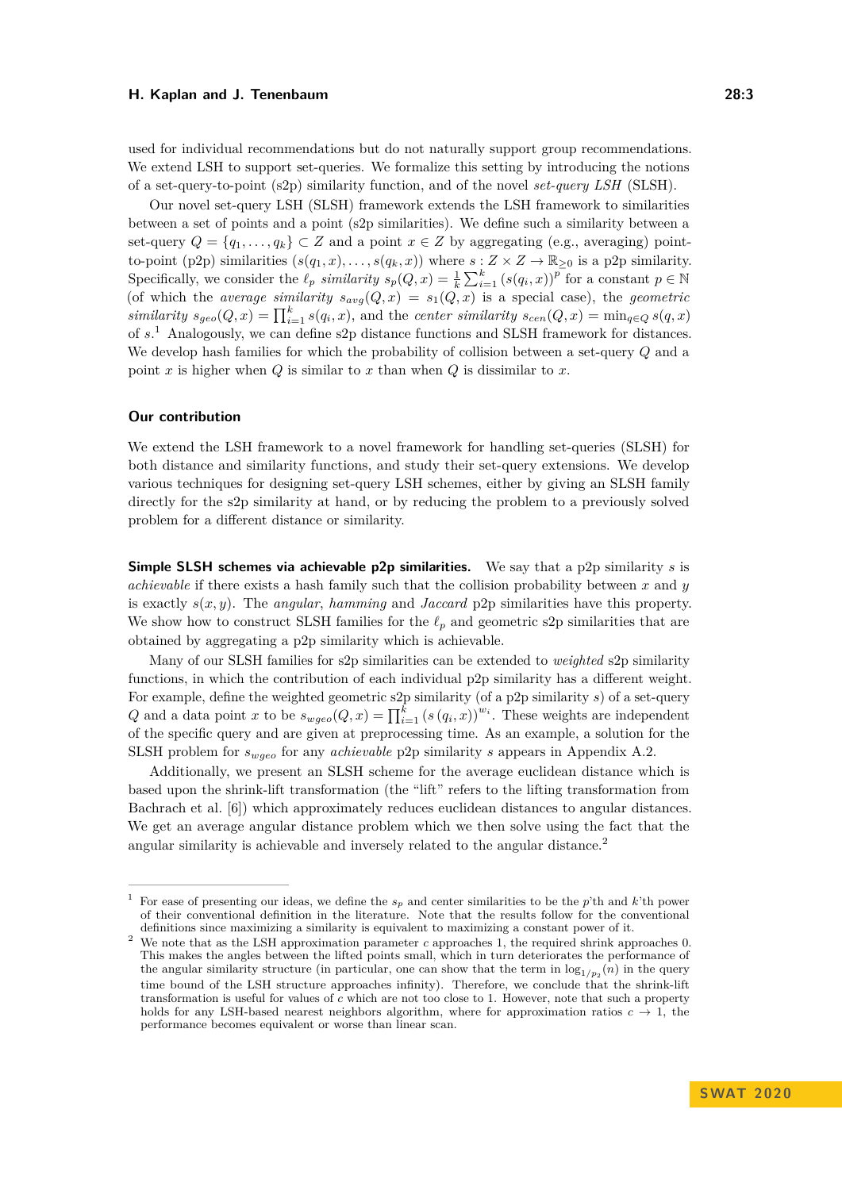used for individual recommendations but do not naturally support group recommendations. We extend LSH to support set-queries. We formalize this setting by introducing the notions of a set-query-to-point (s2p) similarity function, and of the novel *set-query LSH* (SLSH).

Our novel set-query LSH (SLSH) framework extends the LSH framework to similarities between a set of points and a point (s2p similarities). We define such a similarity between a set-query $Q = \{q_1, \ldots, q_k\} \subset Z$ and a point $x \in Z$ by aggregating (e.g., averaging) point-to-point (p2p) similarities $(s(q_1, x), \ldots, s(q_k, x))$ where $s : Z \times Z \to \mathbb{R}_{\geq 0}$ is a p2p similarity. Specifically, we consider the *$\ell_p$ similarity* $s_p(Q, x) = \frac{1}{k} \sum_{i=1}^{k} (s(q_i, x))^p$ for a constant $p \in \mathbb{N}$ (of which the *average similarity* $s_{avg}(Q, x) = s_1(Q, x)$ is a special case), the *geometric similarity* $s_{geo}(Q, x) = \prod_{i=1}^{k} s(q_i, x)$, and the *center similarity* $s_{cen}(Q, x) = \min_{q \in Q} s(q, x)$ of $s$.[1] Analogously, we can define s2p distance functions and SLSH framework for distances. We develop hash families for which the probability of collision between a set-query $Q$ and a point $x$ is higher when $Q$ is similar to $x$ than when $Q$ is dissimilar to $x$.

## Our contribution

We extend the LSH framework to a novel framework for handling set-queries (SLSH) for both distance and similarity functions, and study their set-query extensions. We develop various techniques for designing set-query LSH schemes, either by giving an SLSH family directly for the s2p similarity at hand, or by reducing the problem to a previously solved problem for a different distance or similarity.

**Simple SLSH schemes via achievable p2p similarities.** We say that a p2p similarity $s$ is *achievable* if there exists a hash family such that the collision probability between $x$ and $y$ is exactly $s(x, y)$. The *angular*, *hamming* and *Jaccard* p2p similarities have this property. We show how to construct SLSH families for the $\ell_p$ and geometric s2p similarities that are obtained by aggregating a p2p similarity which is achievable.

Many of our SLSH families for s2p similarities can be extended to *weighted* s2p similarity functions, in which the contribution of each individual p2p similarity has a different weight. For example, define the weighted geometric s2p similarity (of a p2p similarity $s$) of a set-query $Q$ and a data point $x$ to be $s_{wgeo}(Q, x) = \prod_{i=1}^{k} (s(q_i, x))^{w_i}$. These weights are independent of the specific query and are given at preprocessing time. As an example, a solution for the SLSH problem for $s_{wgeo}$ for any *achievable* p2p similarity $s$ appears in Appendix A.2.

Additionally, we present an SLSH scheme for the average euclidean distance which is based upon the shrink-lift transformation (the "lift" refers to the lifting transformation from Bachrach et al. [6]) which approximately reduces euclidean distances to angular distances. We get an average angular distance problem which we then solve using the fact that the angular similarity is achievable and inversely related to the angular distance.[2]

---

[1] For ease of presenting our ideas, we define the $s_p$ and center similarities to be the $p$'th and $k$'th power of their conventional definition in the literature. Note that the results follow for the conventional definitions since maximizing a similarity is equivalent to maximizing a constant power of it.

[2] We note that as the LSH approximation parameter $c$ approaches 1, the required shrink approaches 0. This makes the angles between the lifted points small, which in turn deteriorates the performance of the angular similarity structure (in particular, one can show that the term in $\log_{1/p_2}(n)$ in the query time bound of the LSH structure approaches infinity). Therefore, we conclude that the shrink-lift transformation is useful for values of $c$ which are not too close to 1. However, note that such a property holds for any LSH-based nearest neighbors algorithm, where for approximation ratios $c \to 1$, the performance becomes equivalent or worse than linear scan.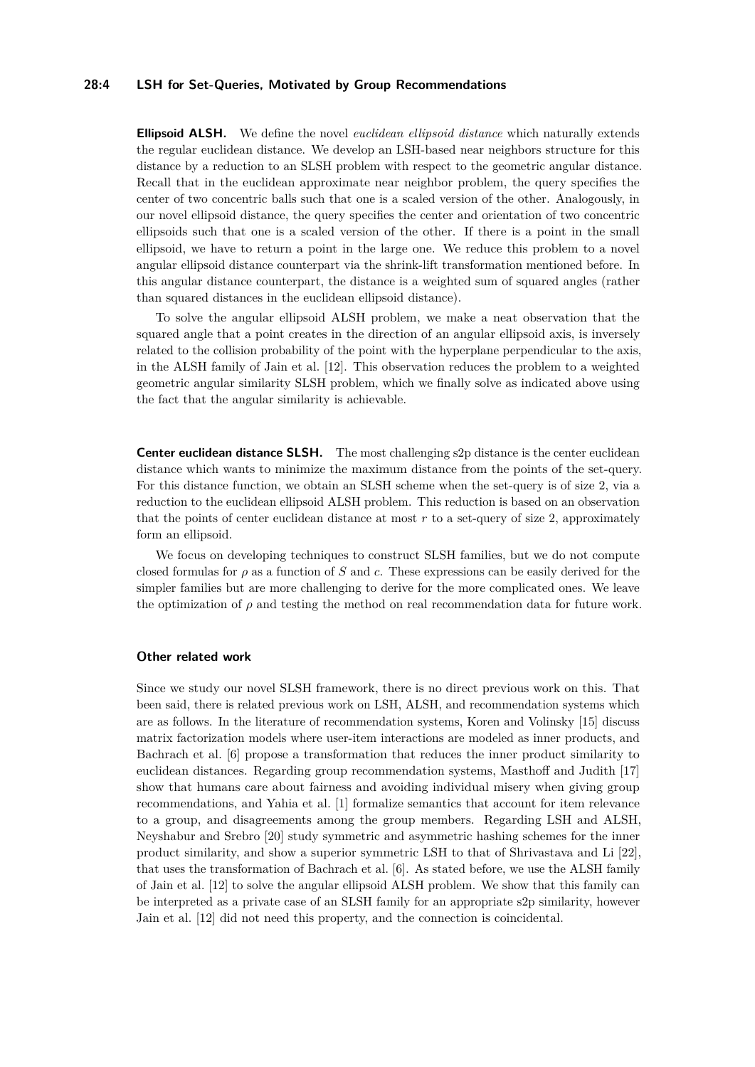**Ellipsoid ALSH.** We define the novel *euclidean ellipsoid distance* which naturally extends the regular euclidean distance. We develop an LSH-based near neighbors structure for this distance by a reduction to an SLSH problem with respect to the geometric angular distance. Recall that in the euclidean approximate near neighbor problem, the query specifies the center of two concentric balls such that one is a scaled version of the other. Analogously, in our novel ellipsoid distance, the query specifies the center and orientation of two concentric ellipsoids such that one is a scaled version of the other. If there is a point in the small ellipsoid, we have to return a point in the large one. We reduce this problem to a novel angular ellipsoid distance counterpart via the shrink-lift transformation mentioned before. In this angular distance counterpart, the distance is a weighted sum of squared angles (rather than squared distances in the euclidean ellipsoid distance).

To solve the angular ellipsoid ALSH problem, we make a neat observation that the squared angle that a point creates in the direction of an angular ellipsoid axis, is inversely related to the collision probability of the point with the hyperplane perpendicular to the axis, in the ALSH family of Jain et al. [12]. This observation reduces the problem to a weighted geometric angular similarity SLSH problem, which we finally solve as indicated above using the fact that the angular similarity is achievable.

**Center euclidean distance SLSH.** The most challenging s2p distance is the center euclidean distance which wants to minimize the maximum distance from the points of the set-query. For this distance function, we obtain an SLSH scheme when the set-query is of size 2, via a reduction to the euclidean ellipsoid ALSH problem. This reduction is based on an observation that the points of center euclidean distance at most $r$ to a set-query of size 2, approximately form an ellipsoid.

We focus on developing techniques to construct SLSH families, but we do not compute closed formulas for $\rho$ as a function of $S$ and $c$. These expressions can be easily derived for the simpler families but are more challenging to derive for the more complicated ones. We leave the optimization of $\rho$ and testing the method on real recommendation data for future work.

### Other related work

Since we study our novel SLSH framework, there is no direct previous work on this. That been said, there is related previous work on LSH, ALSH, and recommendation systems which are as follows. In the literature of recommendation systems, Koren and Volinsky [15] discuss matrix factorization models where user-item interactions are modeled as inner products, and Bachrach et al. [6] propose a transformation that reduces the inner product similarity to euclidean distances. Regarding group recommendation systems, Masthoff and Judith [17] show that humans care about fairness and avoiding individual misery when giving group recommendations, and Yahia et al. [1] formalize semantics that account for item relevance to a group, and disagreements among the group members. Regarding LSH and ALSH, Neyshabur and Srebro [20] study symmetric and asymmetric hashing schemes for the inner product similarity, and show a superior symmetric LSH to that of Shrivastava and Li [22], that uses the transformation of Bachrach et al. [6]. As stated before, we use the ALSH family of Jain et al. [12] to solve the angular ellipsoid ALSH problem. We show that this family can be interpreted as a private case of an SLSH family for an appropriate s2p similarity, however Jain et al. [12] did not need this property, and the connection is coincidental.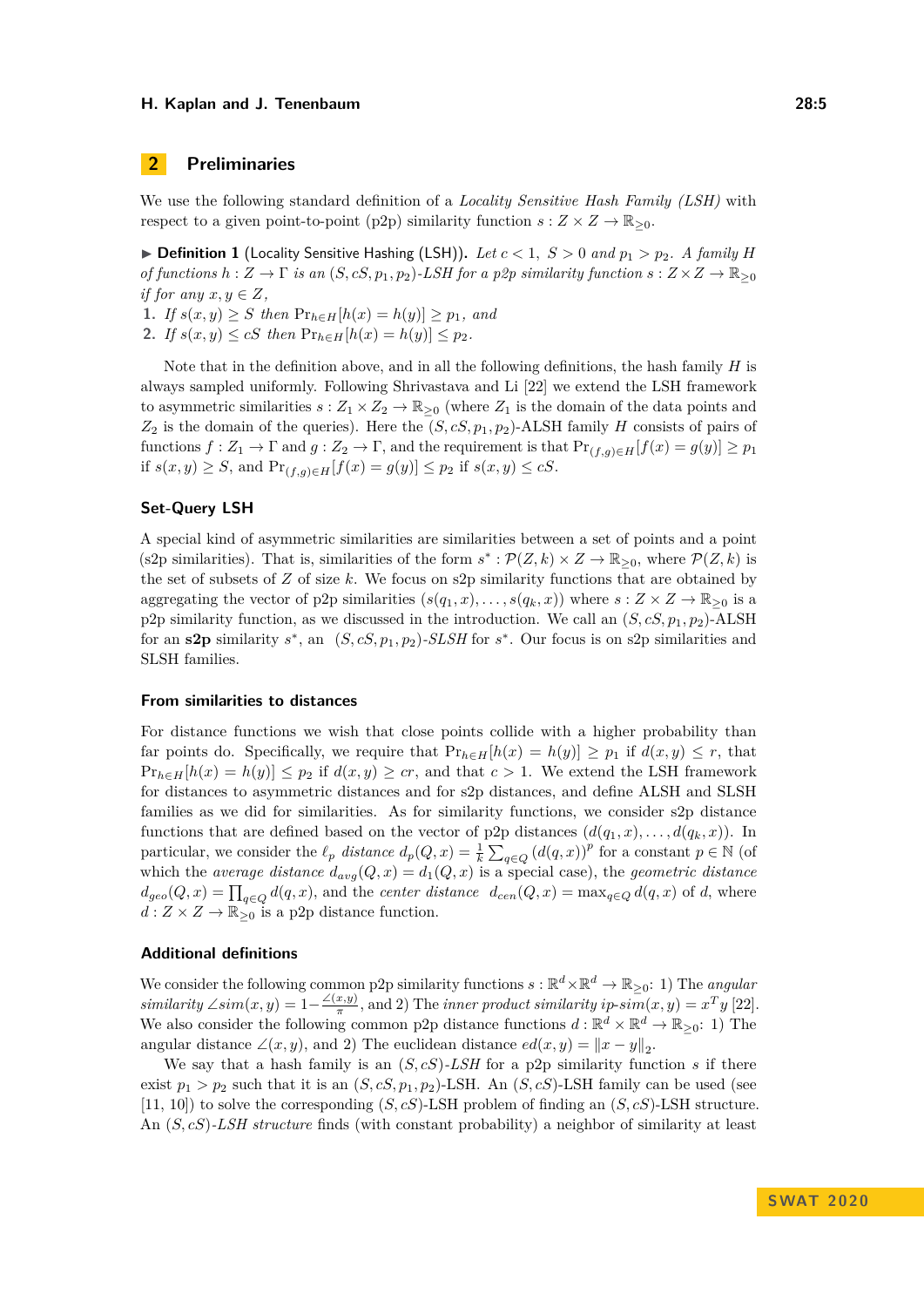## 2 Preliminaries

We use the following standard definition of a *Locality Sensitive Hash Family (LSH)* with respect to a given point-to-point (p2p) similarity function $s : Z \times Z \to \mathbb{R}_{\geq 0}$.

▶ **Definition 1** (Locality Sensitive Hashing (LSH)). *Let $c < 1$, $S > 0$ and $p_1 > p_2$. A family $H$ of functions $h : Z \to \Gamma$ is an $(S, cS, p_1, p_2)$-LSH for a p2p similarity function $s : Z \times Z \to \mathbb{R}_{\geq 0}$ if for any $x, y \in Z$,*

1. *If $s(x, y) \geq S$ then $\Pr_{h \in H}[h(x) = h(y)] \geq p_1$, and*
2. *If $s(x, y) \leq cS$ then $\Pr_{h \in H}[h(x) = h(y)] \leq p_2$.*

Note that in the definition above, and in all the following definitions, the hash family $H$ is always sampled uniformly. Following Shrivastava and Li [22] we extend the LSH framework to asymmetric similarities $s : Z_1 \times Z_2 \to \mathbb{R}_{\geq 0}$ (where $Z_1$ is the domain of the data points and $Z_2$ is the domain of the queries). Here the $(S, cS, p_1, p_2)$-ALSH family $H$ consists of pairs of functions $f : Z_1 \to \Gamma$ and $g : Z_2 \to \Gamma$, and the requirement is that $\Pr_{(f,g) \in H}[f(x) = g(y)] \geq p_1$ if $s(x, y) \geq S$, and $\Pr_{(f,g) \in H}[f(x) = g(y)] \leq p_2$ if $s(x, y) \leq cS$.

### Set-Query LSH

A special kind of asymmetric similarities are similarities between a set of points and a point (s2p similarities). That is, similarities of the form $s^* : \mathcal{P}(Z, k) \times Z \to \mathbb{R}_{\geq 0}$, where $\mathcal{P}(Z, k)$ is the set of subsets of $Z$ of size $k$. We focus on s2p similarity functions that are obtained by aggregating the vector of p2p similarities $(s(q_1, x), \ldots, s(q_k, x))$ where $s : Z \times Z \to \mathbb{R}_{\geq 0}$ is a p2p similarity function, as we discussed in the introduction. We call an $(S, cS, p_1, p_2)$-ALSH for an **s2p** similarity $s^*$, an $(S, cS, p_1, p_2)$-*SLSH* for $s^*$. Our focus is on s2p similarities and SLSH families.

### From similarities to distances

For distance functions we wish that close points collide with a higher probability than far points do. Specifically, we require that $\Pr_{h \in H}[h(x) = h(y)] \geq p_1$ if $d(x, y) \leq r$, that $\Pr_{h \in H}[h(x) = h(y)] \leq p_2$ if $d(x, y) \geq cr$, and that $c > 1$. We extend the LSH framework for distances to asymmetric distances and for s2p distances, and define ALSH and SLSH families as we did for similarities. As for similarity functions, we consider s2p distance functions that are defined based on the vector of p2p distances $(d(q_1, x), \ldots, d(q_k, x))$. In particular, we consider the $\ell_p$ *distance* $d_p(Q, x) = \frac{1}{k} \sum_{q \in Q} (d(q, x))^p$ for a constant $p \in \mathbb{N}$ (of which the *average distance* $d_{avg}(Q, x) = d_1(Q, x)$ is a special case), the *geometric distance* $d_{geo}(Q, x) = \prod_{q \in Q} d(q, x)$, and the *center distance* $d_{cen}(Q, x) = \max_{q \in Q} d(q, x)$ of $d$, where $d : Z \times Z \to \mathbb{R}_{\geq 0}$ is a p2p distance function.

### Additional definitions

We consider the following common p2p similarity functions $s : \mathbb{R}^d \times \mathbb{R}^d \to \mathbb{R}_{\geq 0}$: 1) The *angular similarity* $\angle sim(x, y) = 1 - \frac{\angle(x, y)}{\pi}$, and 2) The *inner product similarity* $ip\text{-}sim(x, y) = x^T y$ [22]. We also consider the following common p2p distance functions $d : \mathbb{R}^d \times \mathbb{R}^d \to \mathbb{R}_{\geq 0}$: 1) The angular distance $\angle(x, y)$, and 2) The euclidean distance $ed(x, y) = \|x - y\|_2$.

We say that a hash family is an $(S, cS)$-*LSH* for a p2p similarity function $s$ if there exist $p_1 > p_2$ such that it is an $(S, cS, p_1, p_2)$-LSH. An $(S, cS)$-LSH family can be used (see [11, 10]) to solve the corresponding $(S, cS)$-LSH problem of finding an $(S, cS)$-LSH structure. An $(S, cS)$-*LSH structure* finds (with constant probability) a neighbor of similarity at least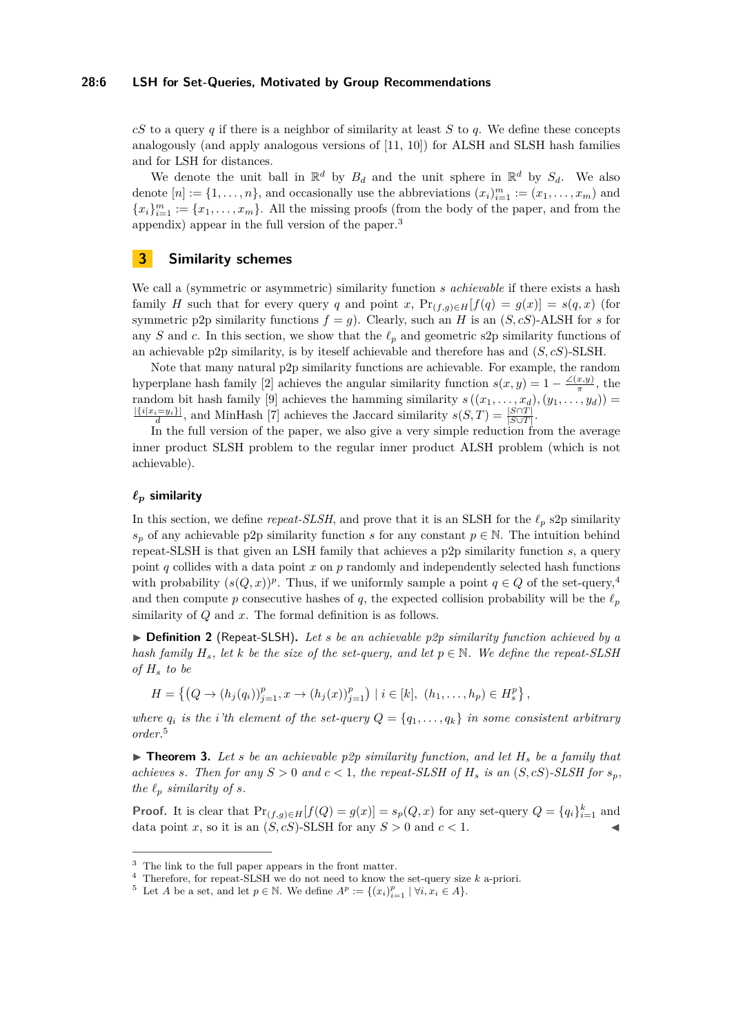$cS$ to a query $q$ if there is a neighbor of similarity at least $S$ to $q$. We define these concepts analogously (and apply analogous versions of [11, 10]) for ALSH and SLSH hash families and for LSH for distances.

We denote the unit ball in $\mathbb{R}^d$ by $B_d$ and the unit sphere in $\mathbb{R}^d$ by $S_d$. We also denote $[n] := \{1, \ldots, n\}$, and occasionally use the abbreviations $(x_i)_{i=1}^m := (x_1, \ldots, x_m)$ and $\{x_i\}_{i=1}^m := \{x_1, \ldots, x_m\}$. All the missing proofs (from the body of the paper, and from the appendix) appear in the full version of the paper.[3]

# 3 Similarity schemes

We call a (symmetric or asymmetric) similarity function $s$ *achievable* if there exists a hash family $H$ such that for every query $q$ and point $x$, $\Pr_{(f,g)\in H}[f(q) = g(x)] = s(q, x)$ (for symmetric p2p similarity functions $f = g$). Clearly, such an $H$ is an $(S, cS)$-ALSH for $s$ for any $S$ and $c$. In this section, we show that the $\ell_p$ and geometric s2p similarity functions of an achievable p2p similarity, is by iteself achievable and therefore has and $(S, cS)$-SLSH.

Note that many natural p2p similarity functions are achievable. For example, the random hyperplane hash family [2] achieves the angular similarity function $s(x, y) = 1 - \frac{\angle(x,y)}{\pi}$, the random bit hash family [9] achieves the hamming similarity $s((x_1, \ldots, x_d), (y_1, \ldots, y_d)) = \frac{|\{i|x_i = y_i\}|}{d}$, and MinHash [7] achieves the Jaccard similarity $s(S, T) = \frac{|S\cap T|}{|S\cup T|}$.

In the full version of the paper, we also give a very simple reduction from the average inner product SLSH problem to the regular inner product ALSH problem (which is not achievable).

## $\ell_p$ similarity

In this section, we define *repeat-SLSH*, and prove that it is an SLSH for the $\ell_p$ s2p similarity $s_p$ of any achievable p2p similarity function $s$ for any constant $p \in \mathbb{N}$. The intuition behind repeat-SLSH is that given an LSH family that achieves a p2p similarity function $s$, a query point $q$ collides with a data point $x$ on $p$ randomly and independently selected hash functions with probability $(s(Q, x))^p$. Thus, if we uniformly sample a point $q \in Q$ of the set-query,[4] and then compute $p$ consecutive hashes of $q$, the expected collision probability will be the $\ell_p$ similarity of $Q$ and $x$. The formal definition is as follows.

▶ **Definition 2** (Repeat-SLSH). *Let $s$ be an achievable p2p similarity function achieved by a hash family $H_s$, let $k$ be the size of the set-query, and let $p \in \mathbb{N}$. We define the repeat-SLSH of $H_s$ to be*

$$H = \left\{ \left(Q \to (h_j(q_i))_{j=1}^p, x \to (h_j(x))_{j=1}^p\right) \mid i \in [k],\ (h_1, \ldots, h_p) \in H_s^p \right\},$$

*where $q_i$ is the $i$'th element of the set-query $Q = \{q_1, \ldots, q_k\}$ in some consistent arbitrary order.*[5]

▶ **Theorem 3.** *Let $s$ be an achievable p2p similarity function, and let $H_s$ be a family that achieves $s$. Then for any $S > 0$ and $c < 1$, the repeat-SLSH of $H_s$ is an $(S, cS)$-SLSH for $s_p$, the $\ell_p$ similarity of $s$.*

**Proof.** It is clear that $\Pr_{(f,g)\in H}[f(Q) = g(x)] = s_p(Q, x)$ for any set-query $Q = \{q_i\}_{i=1}^k$ and data point $x$, so it is an $(S, cS)$-SLSH for any $S > 0$ and $c < 1$. ◀

---

[3] The link to the full paper appears in the front matter.

[4] Therefore, for repeat-SLSH we do not need to know the set-query size $k$ a-priori.

[5] Let $A$ be a set, and let $p \in \mathbb{N}$. We define $A^p := \{(x_i)_{i=1}^p \mid \forall i, x_i \in A\}$.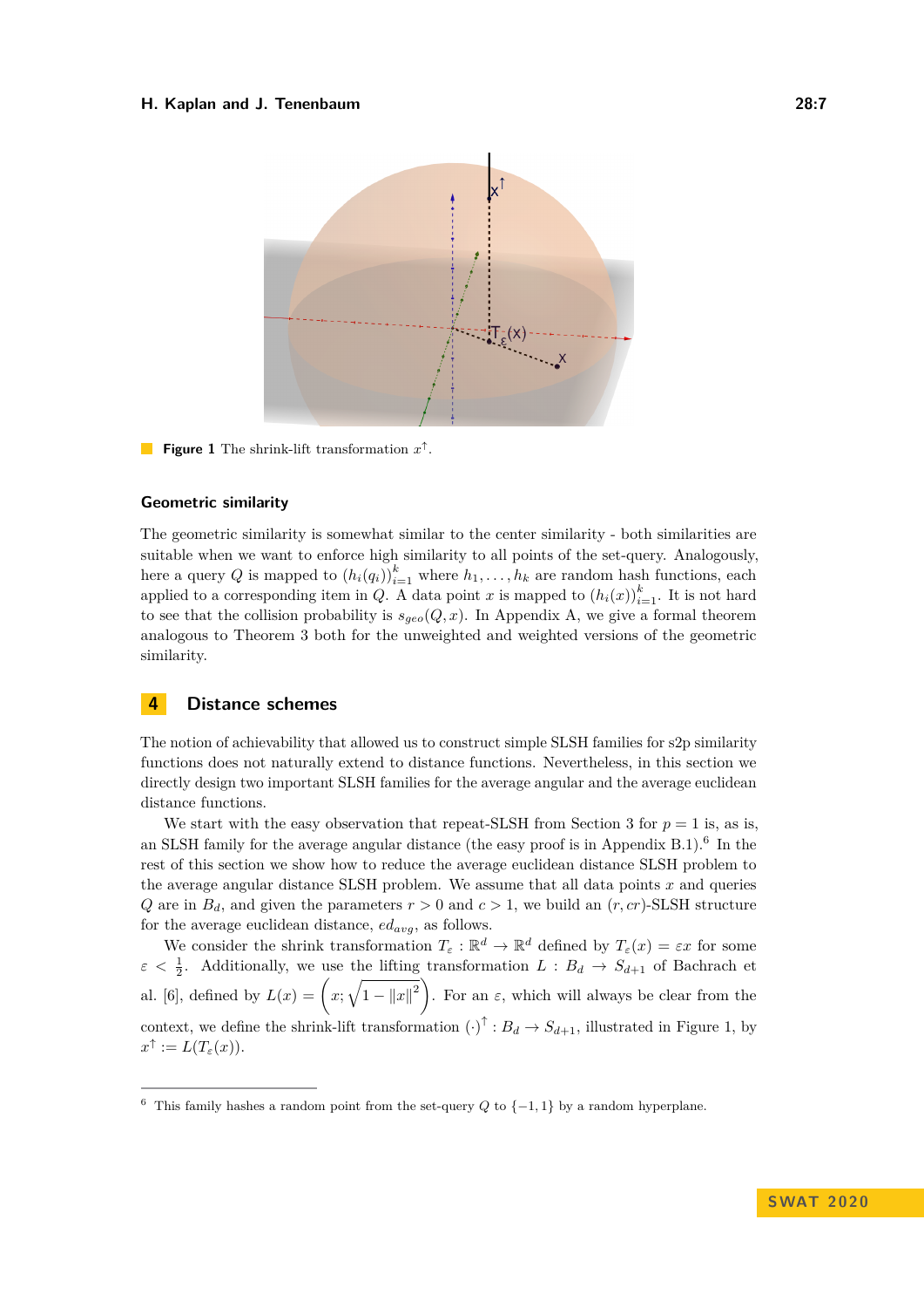**Figure 1** The shrink-lift transformation $x^{\uparrow}$.

### Geometric similarity

The geometric similarity is somewhat similar to the center similarity - both similarities are suitable when we want to enforce high similarity to all points of the set-query. Analogously, here a query $Q$ is mapped to $(h_i(q_i))_{i=1}^k$ where $h_1, \ldots, h_k$ are random hash functions, each applied to a corresponding item in $Q$. A data point $x$ is mapped to $(h_i(x))_{i=1}^k$. It is not hard to see that the collision probability is $s_{geo}(Q, x)$. In Appendix A, we give a formal theorem analogous to Theorem 3 both for the unweighted and weighted versions of the geometric similarity.

## 4 Distance schemes

The notion of achievability that allowed us to construct simple SLSH families for s2p similarity functions does not naturally extend to distance functions. Nevertheless, in this section we directly design two important SLSH families for the average angular and the average euclidean distance functions.

We start with the easy observation that repeat-SLSH from Section 3 for $p = 1$ is, as is, an SLSH family for the average angular distance (the easy proof is in Appendix B.1).[6] In the rest of this section we show how to reduce the average euclidean distance SLSH problem to the average angular distance SLSH problem. We assume that all data points $x$ and queries $Q$ are in $B_d$, and given the parameters $r > 0$ and $c > 1$, we build an $(r, cr)$-SLSH structure for the average euclidean distance, $ed_{avg}$, as follows.

We consider the shrink transformation $T_\varepsilon : \mathbb{R}^d \to \mathbb{R}^d$ defined by $T_\varepsilon(x) = \varepsilon x$ for some $\varepsilon < \frac{1}{2}$. Additionally, we use the lifting transformation $L : B_d \to S_{d+1}$ of Bachrach et al. [6], defined by $L(x) = \left(x; \sqrt{1 - \|x\|^2}\right)$. For an $\varepsilon$, which will always be clear from the context, we define the shrink-lift transformation $(\cdot)^{\uparrow} : B_d \to S_{d+1}$, illustrated in Figure 1, by $x^{\uparrow} := L(T_\varepsilon(x))$.

[6] This family hashes a random point from the set-query $Q$ to $\{-1, 1\}$ by a random hyperplane.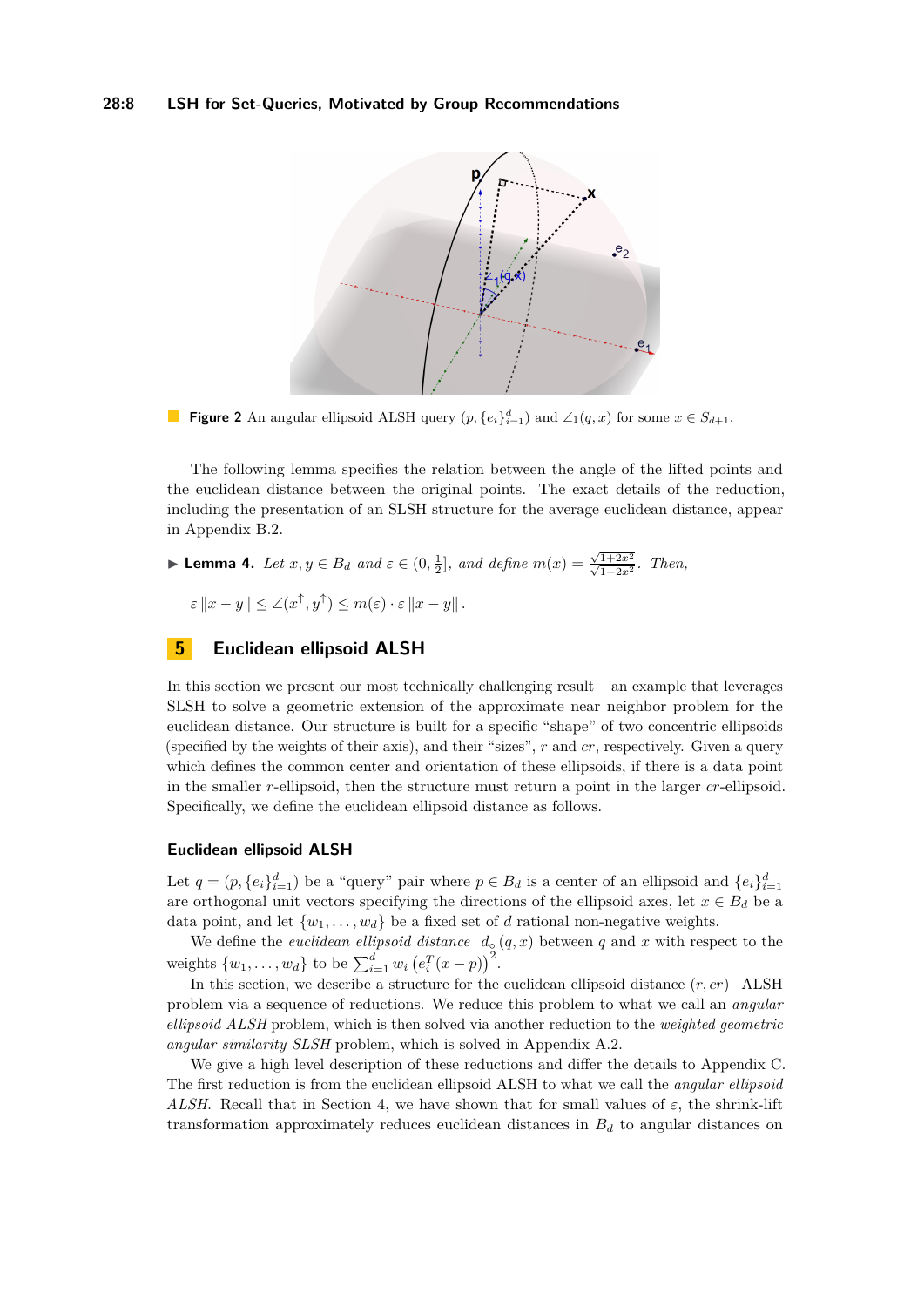**Figure 2** An angular ellipsoid ALSH query $(p, \{e_i\}_{i=1}^d)$ and $\angle_1(q, x)$ for some $x \in S_{d+1}$.

The following lemma specifies the relation between the angle of the lifted points and the euclidean distance between the original points. The exact details of the reduction, including the presentation of an SLSH structure for the average euclidean distance, appear in Appendix B.2.

▶ **Lemma 4.** *Let $x, y \in B_d$ and $\varepsilon \in (0, \frac{1}{2}]$, and define $m(x) = \frac{\sqrt{1+2x^2}}{\sqrt{1-2x^2}}$. Then,*

$$\varepsilon \|x - y\| \leq \angle(x^\uparrow, y^\uparrow) \leq m(\varepsilon) \cdot \varepsilon \|x - y\|.$$

## 5 Euclidean ellipsoid ALSH

In this section we present our most technically challenging result – an example that leverages SLSH to solve a geometric extension of the approximate near neighbor problem for the euclidean distance. Our structure is built for a specific "shape" of two concentric ellipsoids (specified by the weights of their axis), and their "sizes", $r$ and $cr$, respectively. Given a query which defines the common center and orientation of these ellipsoids, if there is a data point in the smaller $r$-ellipsoid, then the structure must return a point in the larger $cr$-ellipsoid. Specifically, we define the euclidean ellipsoid distance as follows.

### Euclidean ellipsoid ALSH

Let $q = (p, \{e_i\}_{i=1}^d)$ be a "query" pair where $p \in B_d$ is a center of an ellipsoid and $\{e_i\}_{i=1}^d$ are orthogonal unit vectors specifying the directions of the ellipsoid axes, let $x \in B_d$ be a data point, and let $\{w_1, \ldots, w_d\}$ be a fixed set of $d$ rational non-negative weights.

We define the *euclidean ellipsoid distance* $d_\circ(q, x)$ between $q$ and $x$ with respect to the weights $\{w_1, \ldots, w_d\}$ to be $\sum_{i=1}^d w_i \left(e_i^T (x - p)\right)^2$.

In this section, we describe a structure for the euclidean ellipsoid distance $(r, cr)-$ALSH problem via a sequence of reductions. We reduce this problem to what we call an *angular ellipsoid ALSH* problem, which is then solved via another reduction to the *weighted geometric angular similarity SLSH* problem, which is solved in Appendix A.2.

We give a high level description of these reductions and differ the details to Appendix C. The first reduction is from the euclidean ellipsoid ALSH to what we call the *angular ellipsoid ALSH*. Recall that in Section 4, we have shown that for small values of $\varepsilon$, the shrink-lift transformation approximately reduces euclidean distances in $B_d$ to angular distances on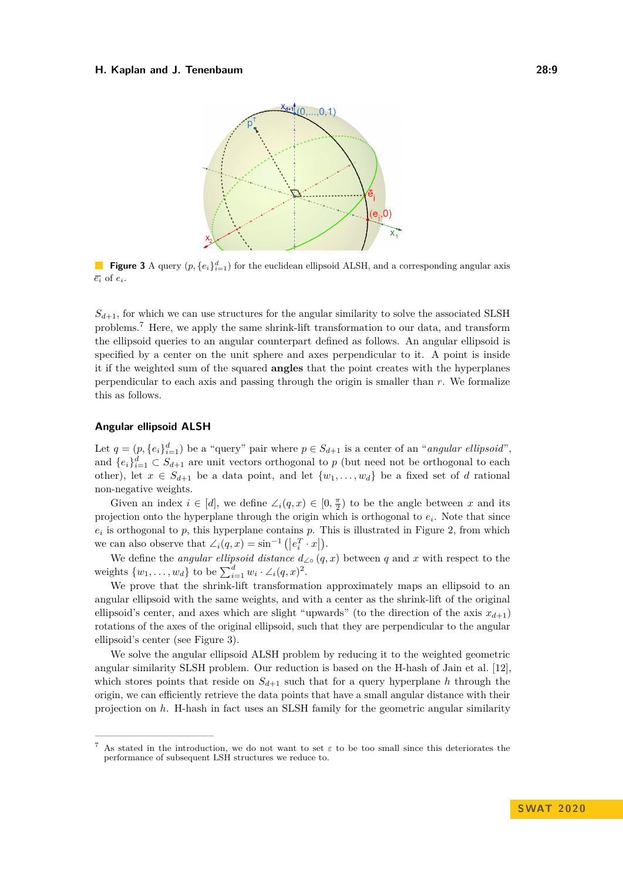**Figure 3** A query $(p, \{e_i\}_{i=1}^d)$ for the euclidean ellipsoid ALSH, and a corresponding angular axis $\overline{e_i}$ of $e_i$.

$S_{d+1}$, for which we can use structures for the angular similarity to solve the associated SLSH problems.[7] Here, we apply the same shrink-lift transformation to our data, and transform the ellipsoid queries to an angular counterpart defined as follows. An angular ellipsoid is specified by a center on the unit sphere and axes perpendicular to it. A point is inside it if the weighted sum of the squared **angles** that the point creates with the hyperplanes perpendicular to each axis and passing through the origin is smaller than $r$. We formalize this as follows.

### Angular ellipsoid ALSH

Let $q = (p, \{e_i\}_{i=1}^d)$ be a "query" pair where $p \in S_{d+1}$ is a center of an "*angular ellipsoid*", and $\{e_i\}_{i=1}^d \subset S_{d+1}$ are unit vectors orthogonal to $p$ (but need not be orthogonal to each other), let $x \in S_{d+1}$ be a data point, and let $\{w_1, \ldots, w_d\}$ be a fixed set of $d$ rational non-negative weights.

Given an index $i \in [d]$, we define $\angle_i(q, x) \in [0, \frac{\pi}{2})$ to be the angle between $x$ and its projection onto the hyperplane through the origin which is orthogonal to $e_i$. Note that since $e_i$ is orthogonal to $p$, this hyperplane contains $p$. This is illustrated in Figure 2, from which we can also observe that $\angle_i(q, x) = \sin^{-1}\left(\left|e_i^T \cdot x\right|\right)$.

We define the *angular ellipsoid distance* $d_{\angle\circ}(q, x)$ between $q$ and $x$ with respect to the weights $\{w_1, \ldots, w_d\}$ to be $\sum_{i=1}^d w_i \cdot \angle_i(q, x)^2$.

We prove that the shrink-lift transformation approximately maps an ellipsoid to an angular ellipsoid with the same weights, and with a center as the shrink-lift of the original ellipsoid's center, and axes which are slight "upwards" (to the direction of the axis $x_{d+1}$) rotations of the axes of the original ellipsoid, such that they are perpendicular to the angular ellipsoid's center (see Figure 3).

We solve the angular ellipsoid ALSH problem by reducing it to the weighted geometric angular similarity SLSH problem. Our reduction is based on the H-hash of Jain et al. [12], which stores points that reside on $S_{d+1}$ such that for a query hyperplane $h$ through the origin, we can efficiently retrieve the data points that have a small angular distance with their projection on $h$. H-hash in fact uses an SLSH family for the geometric angular similarity

[7] As stated in the introduction, we do not want to set $\varepsilon$ to be too small since this deteriorates the performance of subsequent LSH structures we reduce to.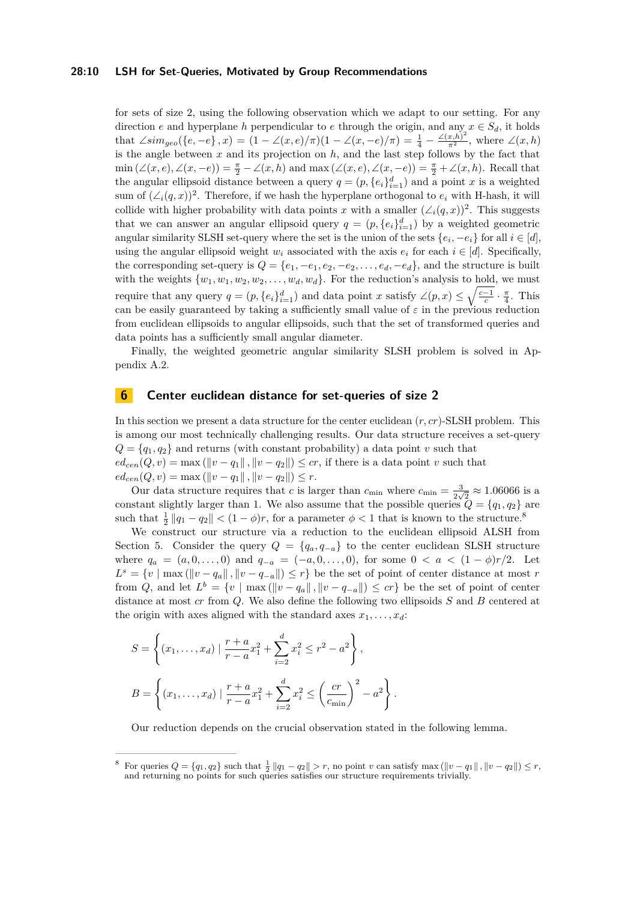for sets of size 2, using the following observation which we adapt to our setting. For any direction $e$ and hyperplane $h$ perpendicular to $e$ through the origin, and any $x \in S_d$, it holds that $\angle sim_{geo}(\{e,-e\}, x) = (1 - \angle(x,e)/\pi)(1 - \angle(x,-e)/\pi) = \frac{1}{4} - \frac{\angle(x,h)^2}{\pi^2}$, where $\angle(x,h)$ is the angle between $x$ and its projection on $h$, and the last step follows by the fact that $\min(\angle(x,e), \angle(x,-e)) = \frac{\pi}{2} - \angle(x,h)$ and $\max(\angle(x,e), \angle(x,-e)) = \frac{\pi}{2} + \angle(x,h)$. Recall that the angular ellipsoid distance between a query $q = (p, \{e_i\}_{i=1}^d)$ and a point $x$ is a weighted sum of $(\angle_i(q,x))^2$. Therefore, if we hash the hyperplane orthogonal to $e_i$ with H-hash, it will collide with higher probability with data points $x$ with a smaller $(\angle_i(q,x))^2$. This suggests that we can answer an angular ellipsoid query $q = (p, \{e_i\}_{i=1}^d)$ by a weighted geometric angular similarity SLSH set-query where the set is the union of the sets $\{e_i, -e_i\}$ for all $i \in [d]$, using the angular ellipsoid weight $w_i$ associated with the axis $e_i$ for each $i \in [d]$. Specifically, the corresponding set-query is $Q = \{e_1, -e_1, e_2, -e_2, \ldots, e_d, -e_d\}$, and the structure is built with the weights $\{w_1, w_1, w_2, w_2, \ldots, w_d, w_d\}$. For the reduction's analysis to hold, we must require that any query $q = (p, \{e_i\}_{i=1}^d)$ and data point $x$ satisfy $\angle(p,x) \leq \sqrt{\frac{c-1}{c}} \cdot \frac{\pi}{4}$. This can be easily guaranteed by taking a sufficiently small value of $\varepsilon$ in the previous reduction from euclidean ellipsoids to angular ellipsoids, such that the set of transformed queries and data points has a sufficiently small angular diameter.

Finally, the weighted geometric angular similarity SLSH problem is solved in Appendix A.2.

## 6 Center euclidean distance for set-queries of size 2

In this section we present a data structure for the center euclidean $(r, cr)$-SLSH problem. This is among our most technically challenging results. Our data structure receives a set-query $Q = \{q_1, q_2\}$ and returns (with constant probability) a data point $v$ such that $ed_{cen}(Q,v) = \max(\|v - q_1\|, \|v - q_2\|) \leq cr$, if there is a data point $v$ such that $ed_{cen}(Q,v) = \max(\|v - q_1\|, \|v - q_2\|) \leq r$.

Our data structure requires that $c$ is larger than $c_{\min}$ where $c_{\min} = \frac{3}{2\sqrt{2}} \approx 1.06066$ is a constant slightly larger than 1. We also assume that the possible queries $Q = \{q_1, q_2\}$ are such that $\frac{1}{2}\|q_1 - q_2\| < (1-\phi)r$, for a parameter $\phi < 1$ that is known to the structure.[8]

We construct our structure via a reduction to the euclidean ellipsoid ALSH from Section 5. Consider the query $Q = \{q_a, q_{-a}\}$ to the center euclidean SLSH structure where $q_a = (a, 0, \ldots, 0)$ and $q_{-a} = (-a, 0, \ldots, 0)$, for some $0 < a < (1-\phi)r/2$. Let $L^s = \{v \mid \max(\|v - q_a\|, \|v - q_{-a}\|) \leq r\}$ be the set of point of center distance at most $r$ from $Q$, and let $L^b = \{v \mid \max(\|v - q_a\|, \|v - q_{-a}\|) \leq cr\}$ be the set of point of center distance at most $cr$ from $Q$. We also define the following two ellipsoids $S$ and $B$ centered at the origin with axes aligned with the standard axes $x_1, \ldots, x_d$:

$$S = \left\{ (x_1, \ldots, x_d) \mid \frac{r+a}{r-a} x_1^2 + \sum_{i=2}^{d} x_i^2 \leq r^2 - a^2 \right\},$$

$$B = \left\{ (x_1, \ldots, x_d) \mid \frac{r+a}{r-a} x_1^2 + \sum_{i=2}^{d} x_i^2 \leq \left(\frac{cr}{c_{\min}}\right)^2 - a^2 \right\}.$$

Our reduction depends on the crucial observation stated in the following lemma.

---

[8] For queries $Q = \{q_1, q_2\}$ such that $\frac{1}{2}\|q_1 - q_2\| > r$, no point $v$ can satisfy $\max(\|v - q_1\|, \|v - q_2\|) \leq r$, and returning no points for such queries satisfies our structure requirements trivially.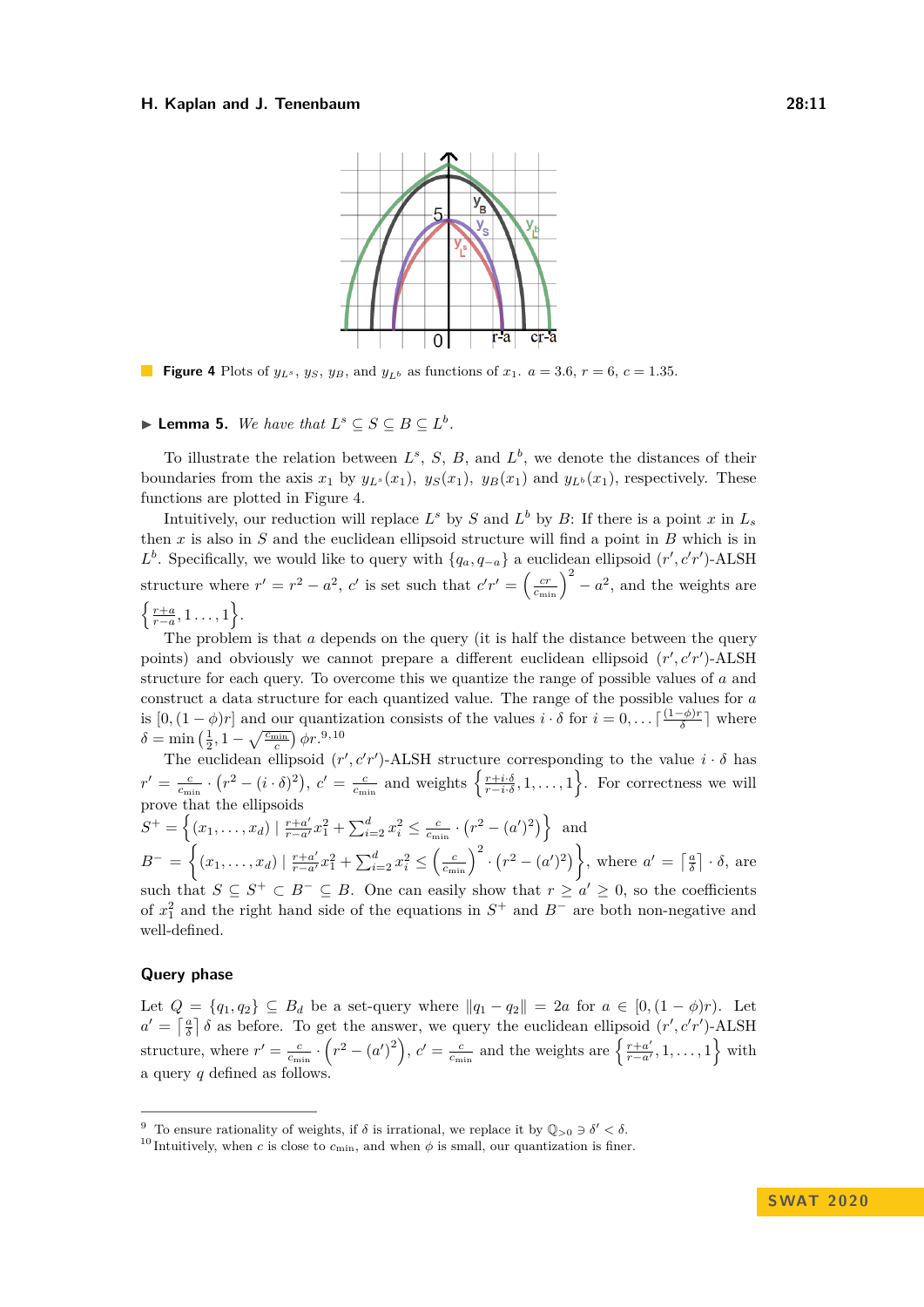**Figure 4** Plots of $y_{L^s}$, $y_S$, $y_B$, and $y_{L^b}$ as functions of $x_1$. $a = 3.6$, $r = 6$, $c = 1.35$.

▶ **Lemma 5.** *We have that $L^s \subseteq S \subseteq B \subseteq L^b$.*

To illustrate the relation between $L^s$, $S$, $B$, and $L^b$, we denote the distances of their boundaries from the axis $x_1$ by $y_{L^s}(x_1)$, $y_S(x_1)$, $y_B(x_1)$ and $y_{L^b}(x_1)$, respectively. These functions are plotted in Figure 4.

Intuitively, our reduction will replace $L^s$ by $S$ and $L^b$ by $B$: If there is a point $x$ in $L_s$ then $x$ is also in $S$ and the euclidean ellipsoid structure will find a point in $B$ which is in $L^b$. Specifically, we would like to query with $\{q_a, q_{-a}\}$ a euclidean ellipsoid $(r', c'r')$-ALSH structure where $r' = r^2 - a^2$, $c'$ is set such that $c'r' = \left(\frac{cr}{c_{\min}}\right)^2 - a^2$, and the weights are $\left\{\frac{r+a}{r-a}, 1 \ldots, 1\right\}$.

The problem is that $a$ depends on the query (it is half the distance between the query points) and obviously we cannot prepare a different euclidean ellipsoid $(r', c'r')$-ALSH structure for each query. To overcome this we quantize the range of possible values of $a$ and construct a data structure for each quantized value. The range of the possible values for $a$ is $[0, (1-\phi)r]$ and our quantization consists of the values $i \cdot \delta$ for $i = 0, \ldots \lceil \frac{(1-\phi)r}{\delta} \rceil$ where $\delta = \min\left(\frac{1}{2}, 1 - \sqrt{\frac{c_{\min}}{c}}\right) \phi r$.[9,10]

The euclidean ellipsoid $(r', c'r')$-ALSH structure corresponding to the value $i \cdot \delta$ has $r' = \frac{c}{c_{\min}} \cdot (r^2 - (i \cdot \delta)^2)$, $c' = \frac{c}{c_{\min}}$ and weights $\left\{\frac{r+i\cdot\delta}{r-i\cdot\delta}, 1, \ldots, 1\right\}$. For correctness we will prove that the ellipsoids

$S^+ = \left\{(x_1, \ldots, x_d) \mid \frac{r+a'}{r-a'} x_1^2 + \sum_{i=2}^d x_i^2 \le \frac{c}{c_{\min}} \cdot (r^2 - (a')^2)\right\}$ and

$B^- = \left\{(x_1, \ldots, x_d) \mid \frac{r+a'}{r-a'} x_1^2 + \sum_{i=2}^d x_i^2 \le \left(\frac{c}{c_{\min}}\right)^2 \cdot (r^2 - (a')^2)\right\}$, where $a' = \lceil \frac{a}{\delta} \rceil \cdot \delta$, are such that $S \subseteq S^+ \subset B^- \subseteq B$. One can easily show that $r \ge a' \ge 0$, so the coefficients of $x_1^2$ and the right hand side of the equations in $S^+$ and $B^-$ are both non-negative and well-defined.

## Query phase

Let $Q = \{q_1, q_2\} \subseteq B_d$ be a set-query where $\|q_1 - q_2\| = 2a$ for $a \in [0, (1-\phi)r)$. Let $a' = \lceil \frac{a}{\delta} \rceil \delta$ as before. To get the answer, we query the euclidean ellipsoid $(r', c'r')$-ALSH structure, where $r' = \frac{c}{c_{\min}} \cdot \left(r^2 - (a')^2\right)$, $c' = \frac{c}{c_{\min}}$ and the weights are $\left\{\frac{r+a'}{r-a'}, 1, \ldots, 1\right\}$ with a query $q$ defined as follows.

---

[9] To ensure rationality of weights, if $\delta$ is irrational, we replace it by $\mathbb{Q}_{>0} \ni \delta' < \delta$.

[10] Intuitively, when $c$ is close to $c_{\min}$, and when $\phi$ is small, our quantization is finer.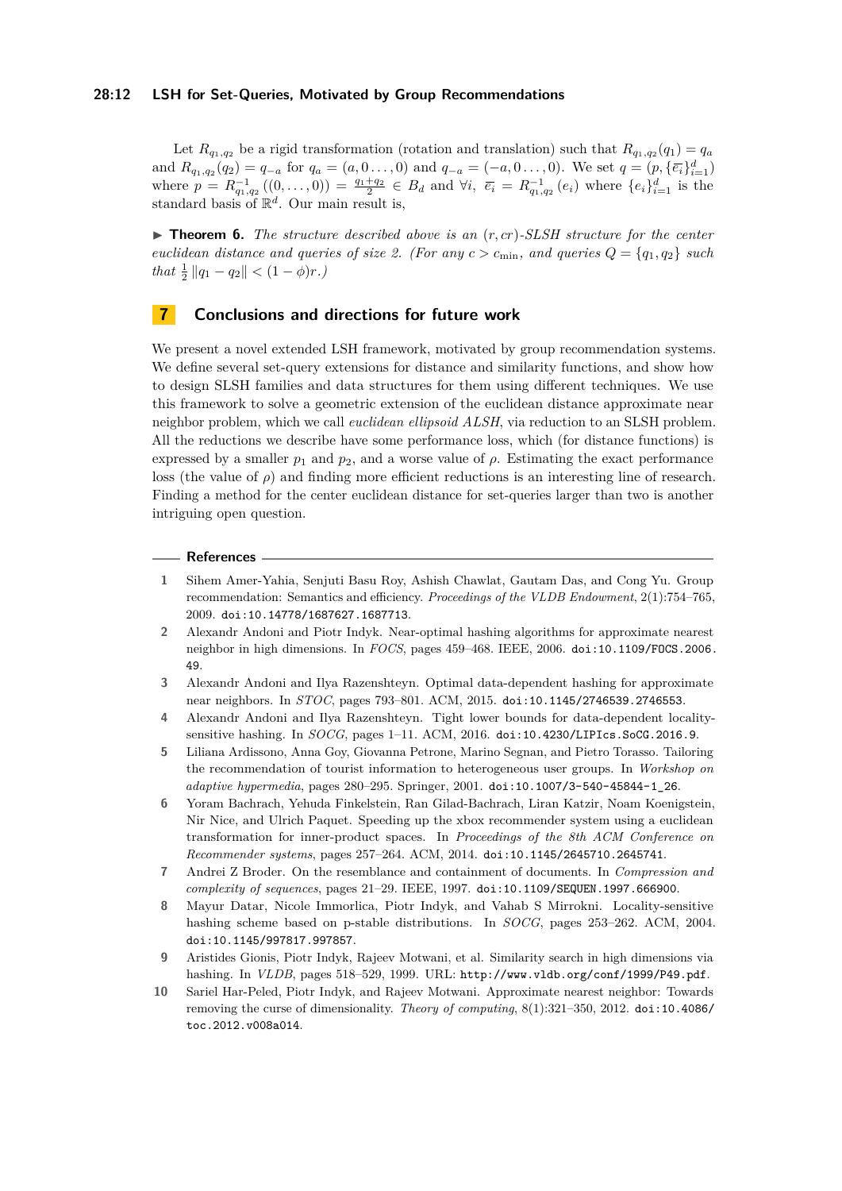Let $R_{q_1,q_2}$ be a rigid transformation (rotation and translation) such that $R_{q_1,q_2}(q_1) = q_a$ and $R_{q_1,q_2}(q_2) = q_{-a}$ for $q_a = (a, 0 \dots, 0)$ and $q_{-a} = (-a, 0 \dots, 0)$. We set $q = (p, \{\overline{e_i}\}_{i=1}^d)$ where $p = R^{-1}_{q_1,q_2}((0, \dots, 0)) = \frac{q_1+q_2}{2} \in B_d$ and $\forall i,\ \overline{e_i} = R^{-1}_{q_1,q_2}(e_i)$ where $\{e_i\}_{i=1}^d$ is the standard basis of $\mathbb{R}^d$. Our main result is,

▶ **Theorem 6.** *The structure described above is an $(r, cr)$-SLSH structure for the center euclidean distance and queries of size 2. (For any $c > c_{\min}$, and queries $Q = \{q_1, q_2\}$ such that $\frac{1}{2}\|q_1 - q_2\| < (1 - \phi)r$.)*

## 7 Conclusions and directions for future work

We present a novel extended LSH framework, motivated by group recommendation systems. We define several set-query extensions for distance and similarity functions, and show how to design SLSH families and data structures for them using different techniques. We use this framework to solve a geometric extension of the euclidean distance approximate near neighbor problem, which we call *euclidean ellipsoid ALSH*, via reduction to an SLSH problem. All the reductions we describe have some performance loss, which (for distance functions) is expressed by a smaller $p_1$ and $p_2$, and a worse value of $\rho$. Estimating the exact performance loss (the value of $\rho$) and finding more efficient reductions is an interesting line of research. Finding a method for the center euclidean distance for set-queries larger than two is another intriguing open question.

## References

1. Sihem Amer-Yahia, Senjuti Basu Roy, Ashish Chawlat, Gautam Das, and Cong Yu. Group recommendation: Semantics and efficiency. *Proceedings of the VLDB Endowment*, 2(1):754–765, 2009. doi:10.14778/1687627.1687713.
2. Alexandr Andoni and Piotr Indyk. Near-optimal hashing algorithms for approximate nearest neighbor in high dimensions. In *FOCS*, pages 459–468. IEEE, 2006. doi:10.1109/FOCS.2006.49.
3. Alexandr Andoni and Ilya Razenshteyn. Optimal data-dependent hashing for approximate near neighbors. In *STOC*, pages 793–801. ACM, 2015. doi:10.1145/2746539.2746553.
4. Alexandr Andoni and Ilya Razenshteyn. Tight lower bounds for data-dependent locality-sensitive hashing. In *SOCG*, pages 1–11. ACM, 2016. doi:10.4230/LIPIcs.SoCG.2016.9.
5. Liliana Ardissono, Anna Goy, Giovanna Petrone, Marino Segnan, and Pietro Torasso. Tailoring the recommendation of tourist information to heterogeneous user groups. In *Workshop on adaptive hypermedia*, pages 280–295. Springer, 2001. doi:10.1007/3-540-45844-1_26.
6. Yoram Bachrach, Yehuda Finkelstein, Ran Gilad-Bachrach, Liran Katzir, Noam Koenigstein, Nir Nice, and Ulrich Paquet. Speeding up the xbox recommender system using a euclidean transformation for inner-product spaces. In *Proceedings of the 8th ACM Conference on Recommender systems*, pages 257–264. ACM, 2014. doi:10.1145/2645710.2645741.
7. Andrei Z Broder. On the resemblance and containment of documents. In *Compression and complexity of sequences*, pages 21–29. IEEE, 1997. doi:10.1109/SEQUEN.1997.666900.
8. Mayur Datar, Nicole Immorlica, Piotr Indyk, and Vahab S Mirrokni. Locality-sensitive hashing scheme based on p-stable distributions. In *SOCG*, pages 253–262. ACM, 2004. doi:10.1145/997817.997857.
9. Aristides Gionis, Piotr Indyk, Rajeev Motwani, et al. Similarity search in high dimensions via hashing. In *VLDB*, pages 518–529, 1999. URL: http://www.vldb.org/conf/1999/P49.pdf.
10. Sariel Har-Peled, Piotr Indyk, and Rajeev Motwani. Approximate nearest neighbor: Towards removing the curse of dimensionality. *Theory of computing*, 8(1):321–350, 2012. doi:10.4086/toc.2012.v008a014.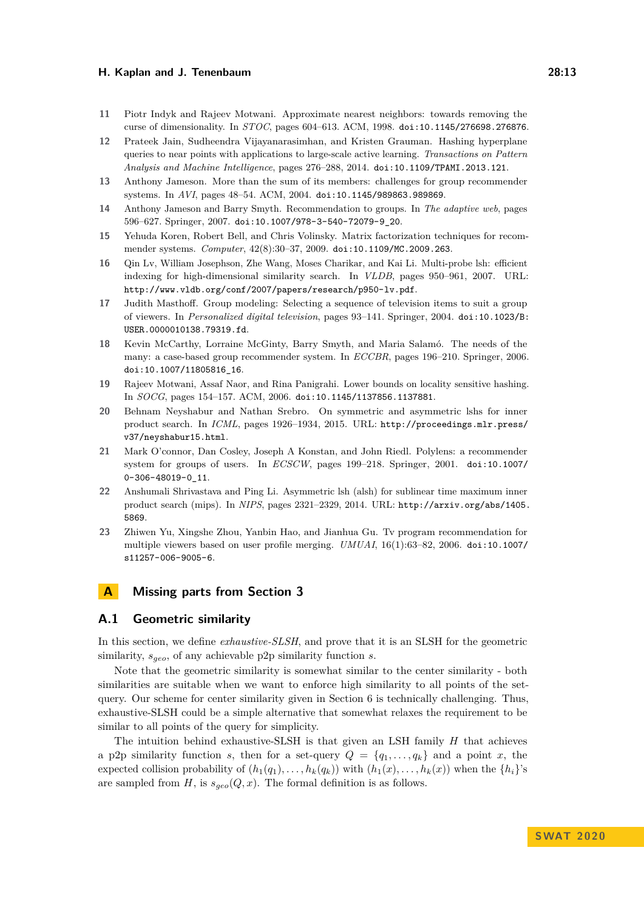11 Piotr Indyk and Rajeev Motwani. Approximate nearest neighbors: towards removing the curse of dimensionality. In *STOC*, pages 604–613. ACM, 1998. doi:10.1145/276698.276876.

12 Prateek Jain, Sudheendra Vijayanarasimhan, and Kristen Grauman. Hashing hyperplane queries to near points with applications to large-scale active learning. *Transactions on Pattern Analysis and Machine Intelligence*, pages 276–288, 2014. doi:10.1109/TPAMI.2013.121.

13 Anthony Jameson. More than the sum of its members: challenges for group recommender systems. In *AVI*, pages 48–54. ACM, 2004. doi:10.1145/989863.989869.

14 Anthony Jameson and Barry Smyth. Recommendation to groups. In *The adaptive web*, pages 596–627. Springer, 2007. doi:10.1007/978-3-540-72079-9_20.

15 Yehuda Koren, Robert Bell, and Chris Volinsky. Matrix factorization techniques for recommender systems. *Computer*, 42(8):30–37, 2009. doi:10.1109/MC.2009.263.

16 Qin Lv, William Josephson, Zhe Wang, Moses Charikar, and Kai Li. Multi-probe lsh: efficient indexing for high-dimensional similarity search. In *VLDB*, pages 950–961, 2007. URL: http://www.vldb.org/conf/2007/papers/research/p950-lv.pdf.

17 Judith Masthoff. Group modeling: Selecting a sequence of television items to suit a group of viewers. In *Personalized digital television*, pages 93–141. Springer, 2004. doi:10.1023/B:USER.0000010138.79319.fd.

18 Kevin McCarthy, Lorraine McGinty, Barry Smyth, and Maria Salamó. The needs of the many: a case-based group recommender system. In *ECCBR*, pages 196–210. Springer, 2006. doi:10.1007/11805816_16.

19 Rajeev Motwani, Assaf Naor, and Rina Panigrahi. Lower bounds on locality sensitive hashing. In *SOCG*, pages 154–157. ACM, 2006. doi:10.1145/1137856.1137881.

20 Behnam Neyshabur and Nathan Srebro. On symmetric and asymmetric lshs for inner product search. In *ICML*, pages 1926–1934, 2015. URL: http://proceedings.mlr.press/v37/neyshabur15.html.

21 Mark O'connor, Dan Cosley, Joseph A Konstan, and John Riedl. Polylens: a recommender system for groups of users. In *ECSCW*, pages 199–218. Springer, 2001. doi:10.1007/0-306-48019-0_11.

22 Anshumali Shrivastava and Ping Li. Asymmetric lsh (alsh) for sublinear time maximum inner product search (mips). In *NIPS*, pages 2321–2329, 2014. URL: http://arxiv.org/abs/1405.5869.

23 Zhiwen Yu, Xingshe Zhou, Yanbin Hao, and Jianhua Gu. Tv program recommendation for multiple viewers based on user profile merging. *UMUAI*, 16(1):63–82, 2006. doi:10.1007/s11257-006-9005-6.

# A Missing parts from Section 3

## A.1 Geometric similarity

In this section, we define *exhaustive-SLSH*, and prove that it is an SLSH for the geometric similarity, $s_{geo}$, of any achievable p2p similarity function $s$.

Note that the geometric similarity is somewhat similar to the center similarity - both similarities are suitable when we want to enforce high similarity to all points of the set-query. Our scheme for center similarity given in Section 6 is technically challenging. Thus, exhaustive-SLSH could be a simple alternative that somewhat relaxes the requirement to be similar to all points of the query for simplicity.

The intuition behind exhaustive-SLSH is that given an LSH family $H$ that achieves a p2p similarity function $s$, then for a set-query $Q = \{q_1, \ldots, q_k\}$ and a point $x$, the expected collision probability of $(h_1(q_1), \ldots, h_k(q_k))$ with $(h_1(x), \ldots, h_k(x))$ when the $\{h_i\}$'s are sampled from $H$, is $s_{geo}(Q, x)$. The formal definition is as follows.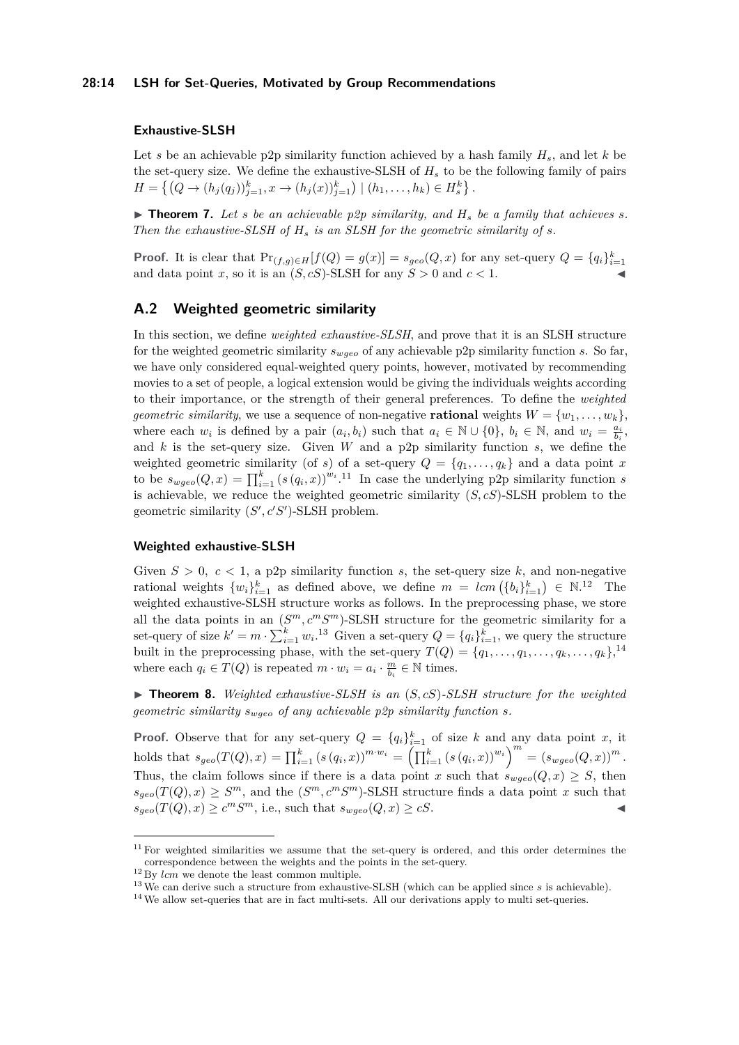### Exhaustive-SLSH

Let $s$ be an achievable p2p similarity function achieved by a hash family $H_s$, and let $k$ be the set-query size. We define the exhaustive-SLSH of $H_s$ to be the following family of pairs $H = \left\{ \left(Q \to (h_j(q_j))_{j=1}^k, x \to (h_j(x))_{j=1}^k\right) \mid (h_1, \ldots, h_k) \in H_s^k \right\}$.

▶ **Theorem 7.** *Let $s$ be an achievable p2p similarity, and $H_s$ be a family that achieves $s$. Then the exhaustive-SLSH of $H_s$ is an SLSH for the geometric similarity of $s$.*

**Proof.** It is clear that $\Pr_{(f,g)\in H}[f(Q) = g(x)] = s_{geo}(Q, x)$ for any set-query $Q = \{q_i\}_{i=1}^k$ and data point $x$, so it is an $(S, cS)$-SLSH for any $S > 0$ and $c < 1$. ◀

## A.2 Weighted geometric similarity

In this section, we define *weighted exhaustive-SLSH*, and prove that it is an SLSH structure for the weighted geometric similarity $s_{wgeo}$ of any achievable p2p similarity function $s$. So far, we have only considered equal-weighted query points, however, motivated by recommending movies to a set of people, a logical extension would be giving the individuals weights according to their importance, or the strength of their general preferences. To define the *weighted geometric similarity*, we use a sequence of non-negative **rational** weights $W = \{w_1, \ldots, w_k\}$, where each $w_i$ is defined by a pair $(a_i, b_i)$ such that $a_i \in \mathbb{N} \cup \{0\}$, $b_i \in \mathbb{N}$, and $w_i = \frac{a_i}{b_i}$, and $k$ is the set-query size. Given $W$ and a p2p similarity function $s$, we define the weighted geometric similarity (of $s$) of a set-query $Q = \{q_1, \ldots, q_k\}$ and a data point $x$ to be $s_{wgeo}(Q, x) = \prod_{i=1}^k \left(s\left(q_i, x\right)\right)^{w_i}$.[11] In case the underlying p2p similarity function $s$ is achievable, we reduce the weighted geometric similarity $(S, cS)$-SLSH problem to the geometric similarity $(S', c'S')$-SLSH problem.

### Weighted exhaustive-SLSH

Given $S > 0$, $c < 1$, a p2p similarity function $s$, the set-query size $k$, and non-negative rational weights $\{w_i\}_{i=1}^k$ as defined above, we define $m = lcm\left(\{b_i\}_{i=1}^k\right) \in \mathbb{N}$.[12] The weighted exhaustive-SLSH structure works as follows. In the preprocessing phase, we store all the data points in an $(S^m, c^m S^m)$-SLSH structure for the geometric similarity for a set-query of size $k' = m \cdot \sum_{i=1}^k w_i$.[13] Given a set-query $Q = \{q_i\}_{i=1}^k$, we query the structure built in the preprocessing phase, with the set-query $T(Q) = \{q_1, \ldots, q_1, \ldots, q_k, \ldots, q_k\}$,[14] where each $q_i \in T(Q)$ is repeated $m \cdot w_i = a_i \cdot \frac{m}{b_i} \in \mathbb{N}$ times.

▶ **Theorem 8.** *Weighted exhaustive-SLSH is an $(S, cS)$-SLSH structure for the weighted geometric similarity $s_{wgeo}$ of any achievable p2p similarity function $s$.*

**Proof.** Observe that for any set-query $Q = \{q_i\}_{i=1}^k$ of size $k$ and any data point $x$, it holds that $s_{geo}(T(Q), x) = \prod_{i=1}^k \left(s\left(q_i, x\right)\right)^{m \cdot w_i} = \left(\prod_{i=1}^k \left(s\left(q_i, x\right)\right)^{w_i}\right)^m = \left(s_{wgeo}(Q, x)\right)^m$. Thus, the claim follows since if there is a data point $x$ such that $s_{wgeo}(Q, x) \geq S$, then $s_{geo}(T(Q), x) \geq S^m$, and the $(S^m, c^m S^m)$-SLSH structure finds a data point $x$ such that $s_{geo}(T(Q), x) \geq c^m S^m$, i.e., such that $s_{wgeo}(Q, x) \geq cS$. ◀

---

[11] For weighted similarities we assume that the set-query is ordered, and this order determines the correspondence between the weights and the points in the set-query.

[12] By *lcm* we denote the least common multiple.

[13] We can derive such a structure from exhaustive-SLSH (which can be applied since $s$ is achievable).

[14] We allow set-queries that are in fact multi-sets. All our derivations apply to multi set-queries.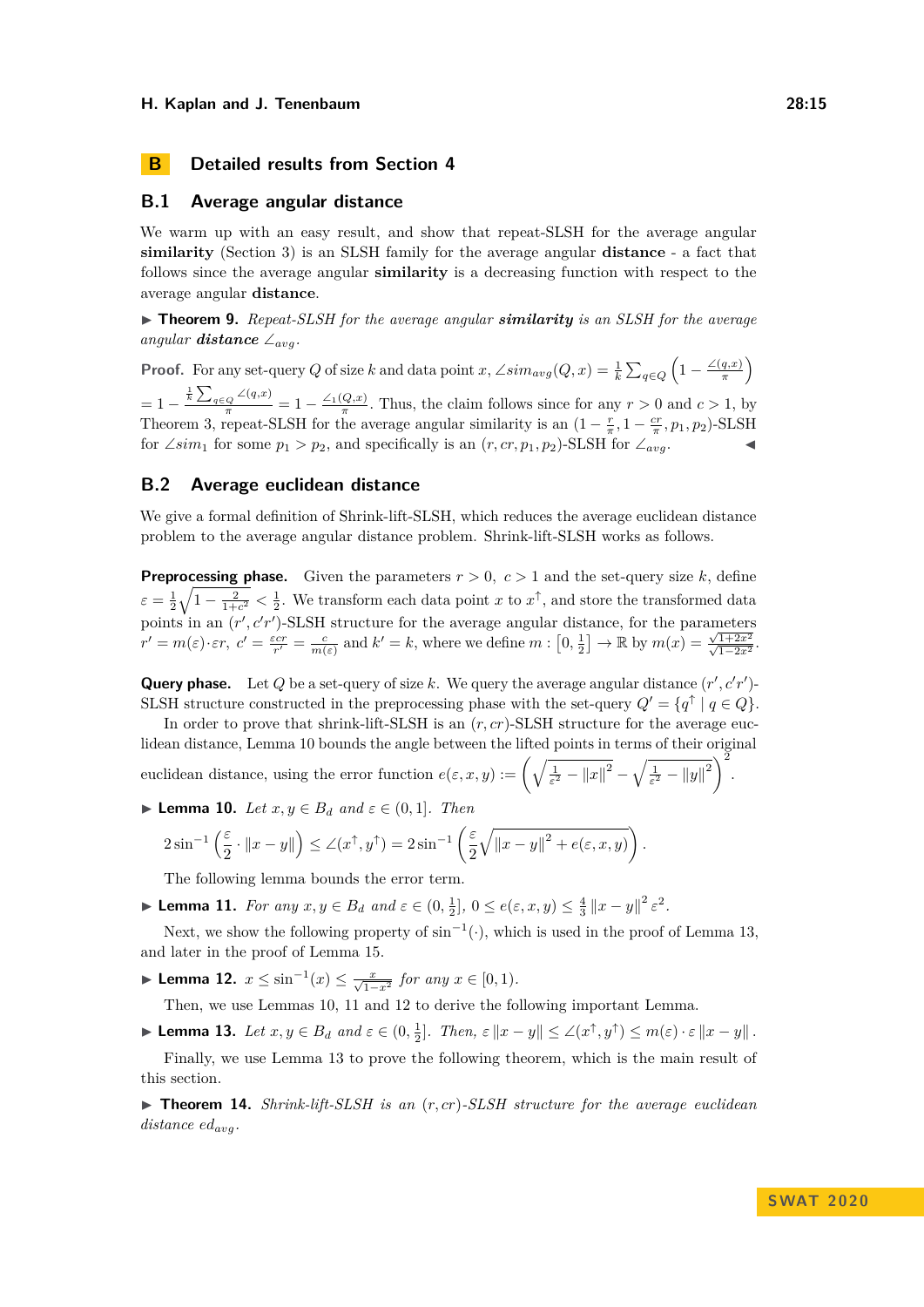## B Detailed results from Section 4

### B.1 Average angular distance

We warm up with an easy result, and show that repeat-SLSH for the average angular **similarity** (Section 3) is an SLSH family for the average angular **distance** - a fact that follows since the average angular **similarity** is a decreasing function with respect to the average angular **distance**.

▶ **Theorem 9.** *Repeat-SLSH for the average angular **similarity** is an SLSH for the average angular **distance** $\angle_{avg}$.*

**Proof.** For any set-query $Q$ of size $k$ and data point $x$, $\angle sim_{avg}(Q,x) = \frac{1}{k}\sum_{q\in Q}\left(1 - \frac{\angle(q,x)}{\pi}\right)$ $= 1 - \frac{\frac{1}{k}\sum_{q\in Q}\angle(q,x)}{\pi} = 1 - \frac{\angle_1(Q,x)}{\pi}$. Thus, the claim follows since for any $r > 0$ and $c > 1$, by Theorem 3, repeat-SLSH for the average angular similarity is an $(1-\frac{r}{\pi}, 1-\frac{cr}{\pi}, p_1, p_2)$-SLSH for $\angle sim_1$ for some $p_1 > p_2$, and specifically is an $(r, cr, p_1, p_2)$-SLSH for $\angle_{avg}$. ◀

### B.2 Average euclidean distance

We give a formal definition of Shrink-lift-SLSH, which reduces the average euclidean distance problem to the average angular distance problem. Shrink-lift-SLSH works as follows.

**Preprocessing phase.** Given the parameters $r > 0$, $c > 1$ and the set-query size $k$, define $\varepsilon = \frac{1}{2}\sqrt{1 - \frac{2}{1+c^2}} < \frac{1}{2}$. We transform each data point $x$ to $x^{\uparrow}$, and store the transformed data points in an $(r', c'r')$-SLSH structure for the average angular distance, for the parameters $r' = m(\varepsilon)\cdot\varepsilon r$, $c' = \frac{\varepsilon cr}{r'} = \frac{c}{m(\varepsilon)}$ and $k' = k$, where we define $m : \left[0, \frac{1}{2}\right] \to \mathbb{R}$ by $m(x) = \frac{\sqrt{1+2x^2}}{\sqrt{1-2x^2}}$.

**Query phase.** Let $Q$ be a set-query of size $k$. We query the average angular distance $(r', c'r')$-SLSH structure constructed in the preprocessing phase with the set-query $Q' = \{q^{\uparrow} \mid q \in Q\}$.

In order to prove that shrink-lift-SLSH is an $(r, cr)$-SLSH structure for the average euclidean distance, Lemma 10 bounds the angle between the lifted points in terms of their original euclidean distance, using the error function $e(\varepsilon, x, y) := \left(\sqrt{\frac{1}{\varepsilon^2} - \|x\|^2} - \sqrt{\frac{1}{\varepsilon^2} - \|y\|^2}\right)^2$.

▶ **Lemma 10.** *Let $x, y \in B_d$ and $\varepsilon \in (0, 1]$. Then*

$$2\sin^{-1}\left(\frac{\varepsilon}{2}\cdot\|x-y\|\right) \le \angle(x^{\uparrow}, y^{\uparrow}) = 2\sin^{-1}\left(\frac{\varepsilon}{2}\sqrt{\|x-y\|^2 + e(\varepsilon,x,y)}\right).$$

The following lemma bounds the error term.

▶ **Lemma 11.** *For any $x, y \in B_d$ and $\varepsilon \in (0, \frac{1}{2}]$, $0 \le e(\varepsilon, x, y) \le \frac{4}{3}\|x-y\|^2\varepsilon^2$.*

Next, we show the following property of $\sin^{-1}(\cdot)$, which is used in the proof of Lemma 13, and later in the proof of Lemma 15.

▶ **Lemma 12.** $x \le \sin^{-1}(x) \le \frac{x}{\sqrt{1-x^2}}$ *for any $x \in [0, 1)$.*

Then, we use Lemmas 10, 11 and 12 to derive the following important Lemma.

▶ **Lemma 13.** *Let $x, y \in B_d$ and $\varepsilon \in (0, \frac{1}{2}]$. Then, $\varepsilon\|x-y\| \le \angle(x^{\uparrow}, y^{\uparrow}) \le m(\varepsilon)\cdot\varepsilon\|x-y\|$.*

Finally, we use Lemma 13 to prove the following theorem, which is the main result of this section.

▶ **Theorem 14.** *Shrink-lift-SLSH is an $(r, cr)$-SLSH structure for the average euclidean distance $ed_{avg}$.*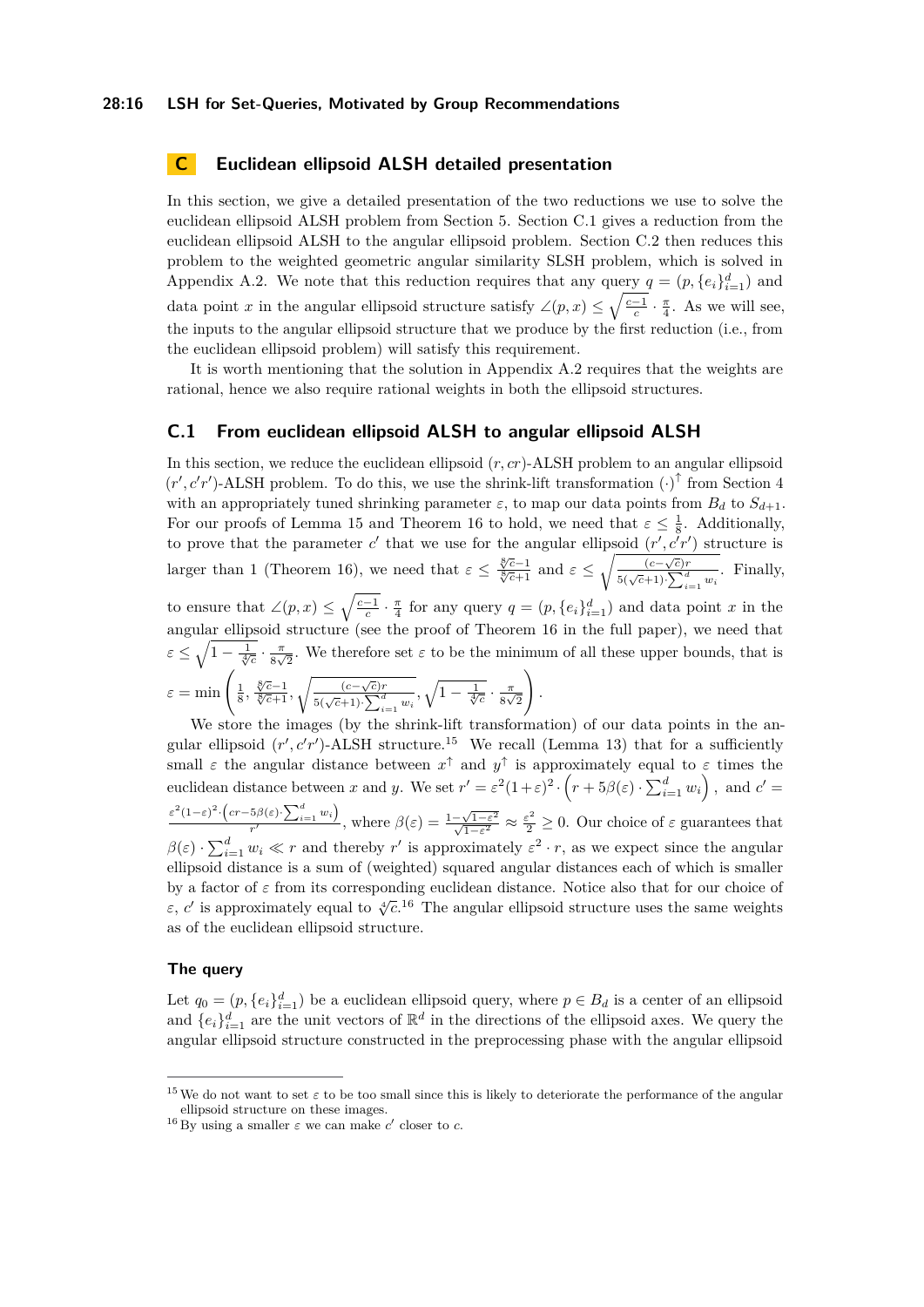# C Euclidean ellipsoid ALSH detailed presentation

In this section, we give a detailed presentation of the two reductions we use to solve the euclidean ellipsoid ALSH problem from Section 5. Section C.1 gives a reduction from the euclidean ellipsoid ALSH to the angular ellipsoid problem. Section C.2 then reduces this problem to the weighted geometric angular similarity SLSH problem, which is solved in Appendix A.2. We note that this reduction requires that any query $q = (p, \{e_i\}_{i=1}^d)$ and data point $x$ in the angular ellipsoid structure satisfy $\angle(p, x) \leq \sqrt{\frac{c-1}{c}} \cdot \frac{\pi}{4}$. As we will see, the inputs to the angular ellipsoid structure that we produce by the first reduction (i.e., from the euclidean ellipsoid problem) will satisfy this requirement.

It is worth mentioning that the solution in Appendix A.2 requires that the weights are rational, hence we also require rational weights in both the ellipsoid structures.

## C.1 From euclidean ellipsoid ALSH to angular ellipsoid ALSH

In this section, we reduce the euclidean ellipsoid $(r, cr)$-ALSH problem to an angular ellipsoid $(r', c'r')$-ALSH problem. To do this, we use the shrink-lift transformation $(\cdot)^{\uparrow}$ from Section 4 with an appropriately tuned shrinking parameter $\varepsilon$, to map our data points from $B_d$ to $S_{d+1}$. For our proofs of Lemma 15 and Theorem 16 to hold, we need that $\varepsilon \leq \frac{1}{8}$. Additionally, to prove that the parameter $c'$ that we use for the angular ellipsoid $(r', c'r')$ structure is larger than 1 (Theorem 16), we need that $\varepsilon \leq \frac{\sqrt[8]{c}-1}{\sqrt[8]{c}+1}$ and $\varepsilon \leq \sqrt{\frac{(c-\sqrt{c})r}{5(\sqrt{c}+1)\cdot\sum_{i=1}^d w_i}}$. Finally, to ensure that $\angle(p, x) \leq \sqrt{\frac{c-1}{c}} \cdot \frac{\pi}{4}$ for any query $q = (p, \{e_i\}_{i=1}^d)$ and data point $x$ in the angular ellipsoid structure (see the proof of Theorem 16 in the full paper), we need that $\varepsilon \leq \sqrt{1 - \frac{1}{\sqrt[4]{c}}} \cdot \frac{\pi}{8\sqrt{2}}$. We therefore set $\varepsilon$ to be the minimum of all these upper bounds, that is $\varepsilon = \min\left(\frac{1}{8}, \frac{\sqrt[8]{c}-1}{\sqrt[8]{c}+1}, \sqrt{\frac{(c-\sqrt{c})r}{5(\sqrt{c}+1)\cdot\sum_{i=1}^d w_i}}, \sqrt{1 - \frac{1}{\sqrt[4]{c}}} \cdot \frac{\pi}{8\sqrt{2}}\right)$.

We store the images (by the shrink-lift transformation) of our data points in the angular ellipsoid $(r', c'r')$-ALSH structure.[15] We recall (Lemma 13) that for a sufficiently small $\varepsilon$ the angular distance between $x^{\uparrow}$ and $y^{\uparrow}$ is approximately equal to $\varepsilon$ times the euclidean distance between $x$ and $y$. We set $r' = \varepsilon^2(1+\varepsilon)^2 \cdot \left(r + 5\beta(\varepsilon) \cdot \sum_{i=1}^d w_i\right)$, and $c' = \frac{\varepsilon^2(1-\varepsilon)^2 \cdot \left(cr - 5\beta(\varepsilon)\cdot\sum_{i=1}^d w_i\right)}{r'}$, where $\beta(\varepsilon) = \frac{1-\sqrt{1-\varepsilon^2}}{\sqrt{1-\varepsilon^2}} \approx \frac{\varepsilon^2}{2} \geq 0$. Our choice of $\varepsilon$ guarantees that $\beta(\varepsilon) \cdot \sum_{i=1}^d w_i \ll r$ and thereby $r'$ is approximately $\varepsilon^2 \cdot r$, as we expect since the angular ellipsoid distance is a sum of (weighted) squared angular distances each of which is smaller by a factor of $\varepsilon$ from its corresponding euclidean distance. Notice also that for our choice of $\varepsilon$, $c'$ is approximately equal to $\sqrt[4]{c}$.[16] The angular ellipsoid structure uses the same weights as of the euclidean ellipsoid structure.

### The query

Let $q_0 = (p, \{e_i\}_{i=1}^d)$ be a euclidean ellipsoid query, where $p \in B_d$ is a center of an ellipsoid and $\{e_i\}_{i=1}^d$ are the unit vectors of $\mathbb{R}^d$ in the directions of the ellipsoid axes. We query the angular ellipsoid structure constructed in the preprocessing phase with the angular ellipsoid

---

[15] We do not want to set $\varepsilon$ to be too small since this is likely to deteriorate the performance of the angular ellipsoid structure on these images.

[16] By using a smaller $\varepsilon$ we can make $c'$ closer to $c$.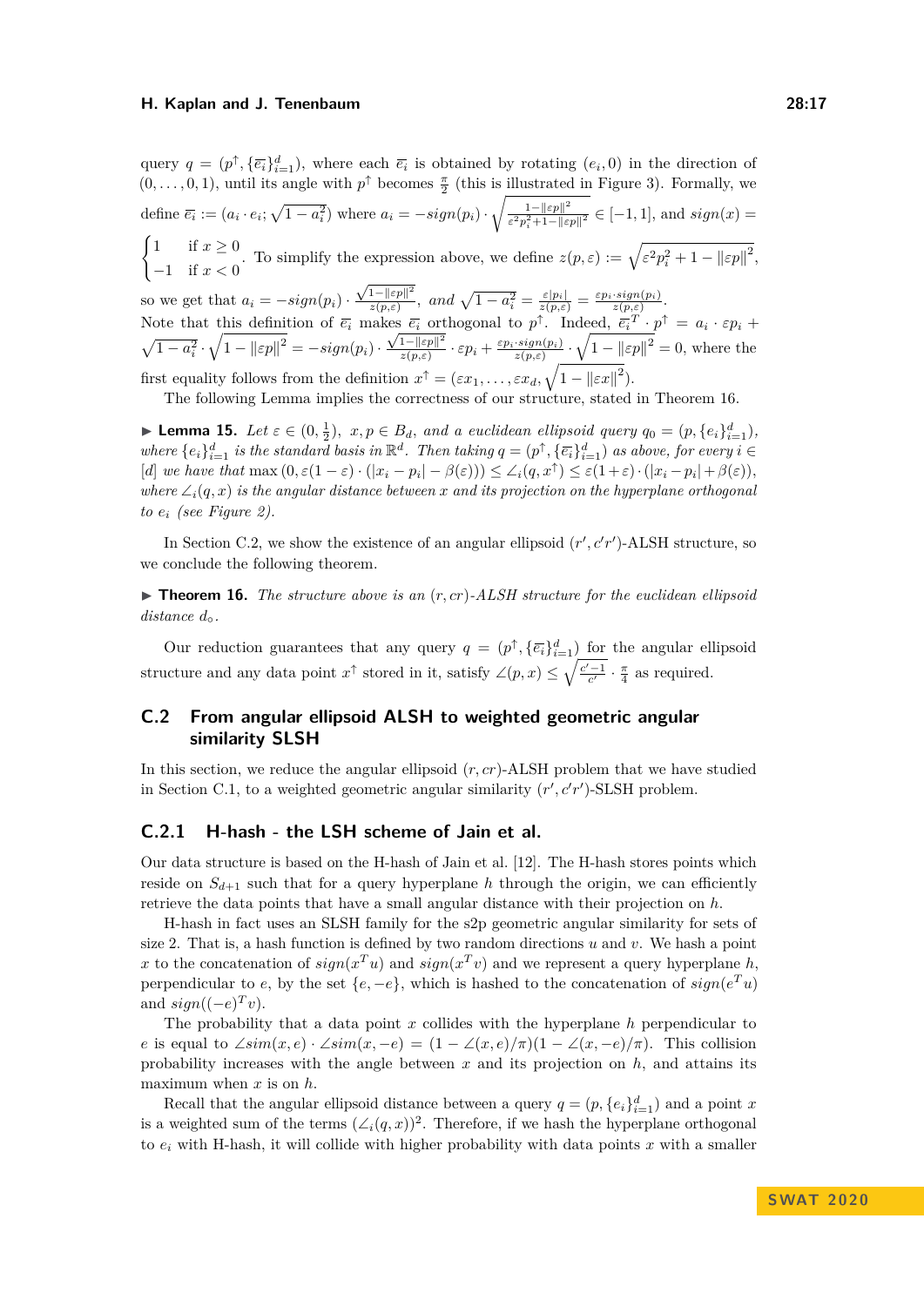query $q = (p^{\uparrow}, \{\overline{e_i}\}_{i=1}^d)$, where each $\overline{e_i}$ is obtained by rotating $(e_i, 0)$ in the direction of $(0, \ldots, 0, 1)$, until its angle with $p^{\uparrow}$ becomes $\frac{\pi}{2}$ (this is illustrated in Figure 3). Formally, we define $\overline{e_i} := (a_i \cdot e_i; \sqrt{1 - a_i^2})$ where $a_i = -sign(p_i) \cdot \sqrt{\frac{1 - \|\varepsilon p\|^2}{\varepsilon^2 p_i^2 + 1 - \|\varepsilon p\|^2}} \in [-1, 1]$, and $sign(x) = \begin{cases} 1 & \text{if } x \geq 0 \\ -1 & \text{if } x < 0 \end{cases}$. To simplify the expression above, we define $z(p, \varepsilon) := \sqrt{\varepsilon^2 p_i^2 + 1 - \|\varepsilon p\|^2}$, so we get that $a_i = -sign(p_i) \cdot \frac{\sqrt{1 - \|\varepsilon p\|^2}}{z(p, \varepsilon)}$, and $\sqrt{1 - a_i^2} = \frac{\varepsilon |p_i|}{z(p, \varepsilon)} = \frac{\varepsilon p_i \cdot sign(p_i)}{z(p, \varepsilon)}$. Note that this definition of $\overline{e_i}$ makes $\overline{e_i}$ orthogonal to $p^{\uparrow}$. Indeed, $\overline{e_i}^T \cdot p^{\uparrow} = a_i \cdot \varepsilon p_i + \sqrt{1 - a_i^2} \cdot \sqrt{1 - \|\varepsilon p\|^2} = -sign(p_i) \cdot \frac{\sqrt{1 - \|\varepsilon p\|^2}}{z(p, \varepsilon)} \cdot \varepsilon p_i + \frac{\varepsilon p_i \cdot sign(p_i)}{z(p, \varepsilon)} \cdot \sqrt{1 - \|\varepsilon p\|^2} = 0$, where the first equality follows from the definition $x^{\uparrow} = (\varepsilon x_1, \ldots, \varepsilon x_d, \sqrt{1 - \|\varepsilon x\|^2})$.

The following Lemma implies the correctness of our structure, stated in Theorem 16.

▶ **Lemma 15.** *Let $\varepsilon \in (0, \frac{1}{2})$, $x, p \in B_d$, and a euclidean ellipsoid query $q_0 = (p, \{e_i\}_{i=1}^d)$, where $\{e_i\}_{i=1}^d$ is the standard basis in $\mathbb{R}^d$. Then taking $q = (p^{\uparrow}, \{\overline{e_i}\}_{i=1}^d)$ as above, for every $i \in [d]$ we have that* $\max(0, \varepsilon(1 - \varepsilon) \cdot (|x_i - p_i| - \beta(\varepsilon)) \leq \angle_i(q, x^{\uparrow}) \leq \varepsilon(1 + \varepsilon) \cdot (|x_i - p_i| + \beta(\varepsilon))$, *where $\angle_i(q, x)$ is the angular distance between $x$ and its projection on the hyperplane orthogonal to $e_i$ (see Figure 2).*

In Section C.2, we show the existence of an angular ellipsoid $(r', c'r')$-ALSH structure, so we conclude the following theorem.

▶ **Theorem 16.** *The structure above is an $(r, cr)$-ALSH structure for the euclidean ellipsoid distance $d_\circ$.*

Our reduction guarantees that any query $q = (p^{\uparrow}, \{\overline{e_i}\}_{i=1}^d)$ for the angular ellipsoid structure and any data point $x^{\uparrow}$ stored in it, satisfy $\angle(p, x) \leq \sqrt{\frac{c' - 1}{c'}} \cdot \frac{\pi}{4}$ as required.

## C.2 From angular ellipsoid ALSH to weighted geometric angular similarity SLSH

In this section, we reduce the angular ellipsoid $(r, cr)$-ALSH problem that we have studied in Section C.1, to a weighted geometric angular similarity $(r', c'r')$-SLSH problem.

### C.2.1 H-hash - the LSH scheme of Jain et al.

Our data structure is based on the H-hash of Jain et al. [12]. The H-hash stores points which reside on $S_{d+1}$ such that for a query hyperplane $h$ through the origin, we can efficiently retrieve the data points that have a small angular distance with their projection on $h$.

H-hash in fact uses an SLSH family for the s2p geometric angular similarity for sets of size 2. That is, a hash function is defined by two random directions $u$ and $v$. We hash a point $x$ to the concatenation of $sign(x^T u)$ and $sign(x^T v)$ and we represent a query hyperplane $h$, perpendicular to $e$, by the set $\{e, -e\}$, which is hashed to the concatenation of $sign(e^T u)$ and $sign((-e)^T v)$.

The probability that a data point $x$ collides with the hyperplane $h$ perpendicular to $e$ is equal to $\angle sim(x, e) \cdot \angle sim(x, -e) = (1 - \angle(x, e)/\pi)(1 - \angle(x, -e)/\pi)$. This collision probability increases with the angle between $x$ and its projection on $h$, and attains its maximum when $x$ is on $h$.

Recall that the angular ellipsoid distance between a query $q = (p, \{e_i\}_{i=1}^d)$ and a point $x$ is a weighted sum of the terms $(\angle_i(q, x))^2$. Therefore, if we hash the hyperplane orthogonal to $e_i$ with H-hash, it will collide with higher probability with data points $x$ with a smaller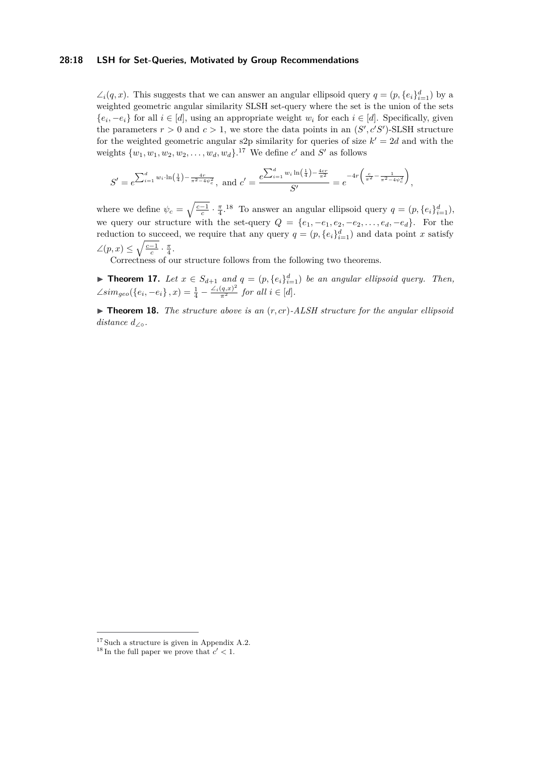$\angle_i(q,x)$. This suggests that we can answer an angular ellipsoid query $q = (p, \{e_i\}_{i=1}^d)$ by a weighted geometric angular similarity SLSH set-query where the set is the union of the sets $\{e_i, -e_i\}$ for all $i \in [d]$, using an appropriate weight $w_i$ for each $i \in [d]$. Specifically, given the parameters $r > 0$ and $c > 1$, we store the data points in an $(S', c'S')$-SLSH structure for the weighted geometric angular s2p similarity for queries of size $k' = 2d$ and with the weights $\{w_1, w_1, w_2, w_2, \ldots, w_d, w_d\}$.[17] We define $c'$ and $S'$ as follows

$$S' = e^{\sum_{i=1}^{d} w_i \cdot \ln\left(\frac{1}{4}\right) - \frac{4r}{\pi^2 - 4\psi_c^2}}, \text{ and } c' = \frac{e^{\sum_{i=1}^{d} w_i \ln\left(\frac{1}{4}\right) - \frac{4cr}{\pi^2}}}{S'} = e^{-4r\left(\frac{c}{\pi^2} - \frac{1}{\pi^2 - 4\psi_c^2}\right)},$$

where we define $\psi_c = \sqrt{\frac{c-1}{c}} \cdot \frac{\pi}{4}$.[18] To answer an angular ellipsoid query $q = (p, \{e_i\}_{i=1}^d)$, we query our structure with the set-query $Q = \{e_1, -e_1, e_2, -e_2, \ldots, e_d, -e_d\}$. For the reduction to succeed, we require that any query $q = (p, \{e_i\}_{i=1}^d)$ and data point $x$ satisfy $\angle(p,x) \leq \sqrt{\frac{c-1}{c}} \cdot \frac{\pi}{4}$.

Correctness of our structure follows from the following two theorems.

▶ **Theorem 17.** *Let $x \in S_{d+1}$ and $q = (p, \{e_i\}_{i=1}^d)$ be an angular ellipsoid query. Then, $\angle sim_{geo}(\{e_i, -e_i\}, x) = \frac{1}{4} - \frac{\angle_i(q,x)^2}{\pi^2}$ for all $i \in [d]$.*

▶ **Theorem 18.** *The structure above is an $(r, cr)$-ALSH structure for the angular ellipsoid distance $d_{\angle\circ}$.*

---

[17] Such a structure is given in Appendix A.2.

[18] In the full paper we prove that $c' < 1$.